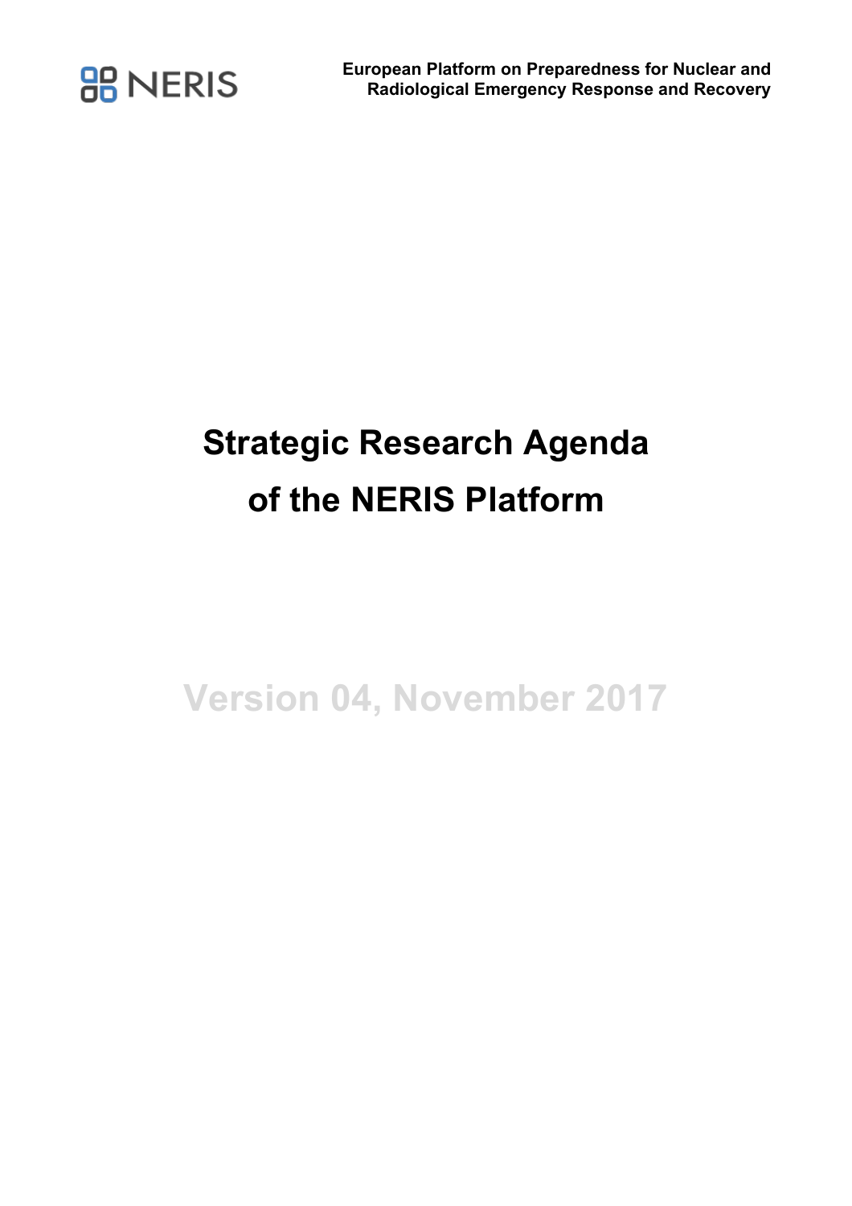NERIS

**European Platform on Preparedness for Nuclear and Radiological Emergency Response and Recovery**

# Strategic Research Agenda of the NERIS Platform

## Version 04, November 2017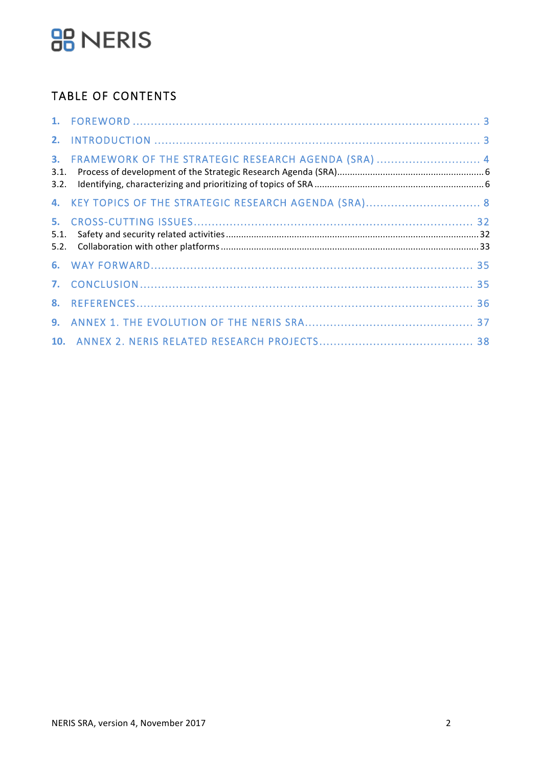# NERIS

## TABLE OF CONTENTS

1. FOREWORD ..... 3
2. INTRODUCTION ..... 3
3. FRAMEWORK OF THE STRATEGIC RESEARCH AGENDA (SRA) ..... 4
   - 3.1. Process of development of the Strategic Research Agenda (SRA) ..... 6
   - 3.2. Identifying, characterizing and prioritizing of topics of SRA ..... 6
4. KEY TOPICS OF THE STRATEGIC RESEARCH AGENDA (SRA) ..... 8
5. CROSS-CUTTING ISSUES ..... 32
   - 5.1. Safety and security related activities ..... 32
   - 5.2. Collaboration with other platforms ..... 33
6. WAY FORWARD ..... 35
7. CONCLUSION ..... 35
8. REFERENCES ..... 36
9. ANNEX 1. THE EVOLUTION OF THE NERIS SRA ..... 37
10. ANNEX 2. NERIS RELATED RESEARCH PROJECTS ..... 38

NERIS SRA, version 4, November 2017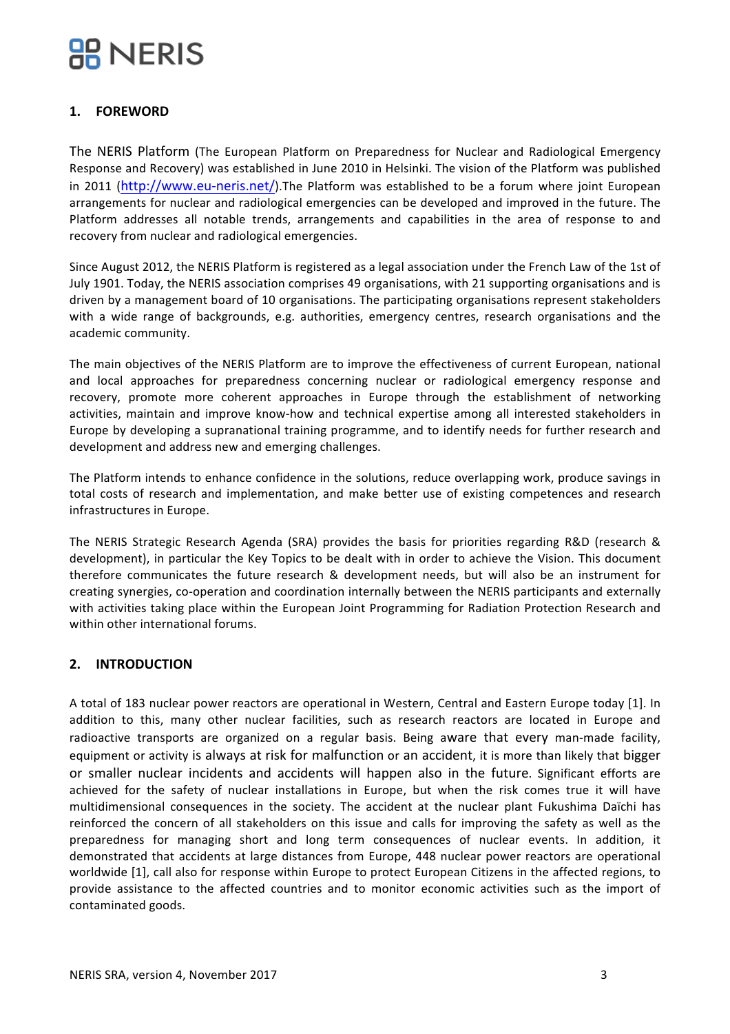## 1. FOREWORD

The NERIS Platform (The European Platform on Preparedness for Nuclear and Radiological Emergency Response and Recovery) was established in June 2010 in Helsinki. The vision of the Platform was published in 2011 (http://www.eu-neris.net/).The Platform was established to be a forum where joint European arrangements for nuclear and radiological emergencies can be developed and improved in the future. The Platform addresses all notable trends, arrangements and capabilities in the area of response to and recovery from nuclear and radiological emergencies.

Since August 2012, the NERIS Platform is registered as a legal association under the French Law of the 1st of July 1901. Today, the NERIS association comprises 49 organisations, with 21 supporting organisations and is driven by a management board of 10 organisations. The participating organisations represent stakeholders with a wide range of backgrounds, e.g. authorities, emergency centres, research organisations and the academic community.

The main objectives of the NERIS Platform are to improve the effectiveness of current European, national and local approaches for preparedness concerning nuclear or radiological emergency response and recovery, promote more coherent approaches in Europe through the establishment of networking activities, maintain and improve know-how and technical expertise among all interested stakeholders in Europe by developing a supranational training programme, and to identify needs for further research and development and address new and emerging challenges.

The Platform intends to enhance confidence in the solutions, reduce overlapping work, produce savings in total costs of research and implementation, and make better use of existing competences and research infrastructures in Europe.

The NERIS Strategic Research Agenda (SRA) provides the basis for priorities regarding R&D (research & development), in particular the Key Topics to be dealt with in order to achieve the Vision. This document therefore communicates the future research & development needs, but will also be an instrument for creating synergies, co-operation and coordination internally between the NERIS participants and externally with activities taking place within the European Joint Programming for Radiation Protection Research and within other international forums.

## 2. INTRODUCTION

A total of 183 nuclear power reactors are operational in Western, Central and Eastern Europe today [1]. In addition to this, many other nuclear facilities, such as research reactors are located in Europe and radioactive transports are organized on a regular basis. Being aware that every man-made facility, equipment or activity is always at risk for malfunction or an accident, it is more than likely that bigger or smaller nuclear incidents and accidents will happen also in the future. Significant efforts are achieved for the safety of nuclear installations in Europe, but when the risk comes true it will have multidimensional consequences in the society. The accident at the nuclear plant Fukushima Daïchi has reinforced the concern of all stakeholders on this issue and calls for improving the safety as well as the preparedness for managing short and long term consequences of nuclear events. In addition, it demonstrated that accidents at large distances from Europe, 448 nuclear power reactors are operational worldwide [1], call also for response within Europe to protect European Citizens in the affected regions, to provide assistance to the affected countries and to monitor economic activities such as the import of contaminated goods.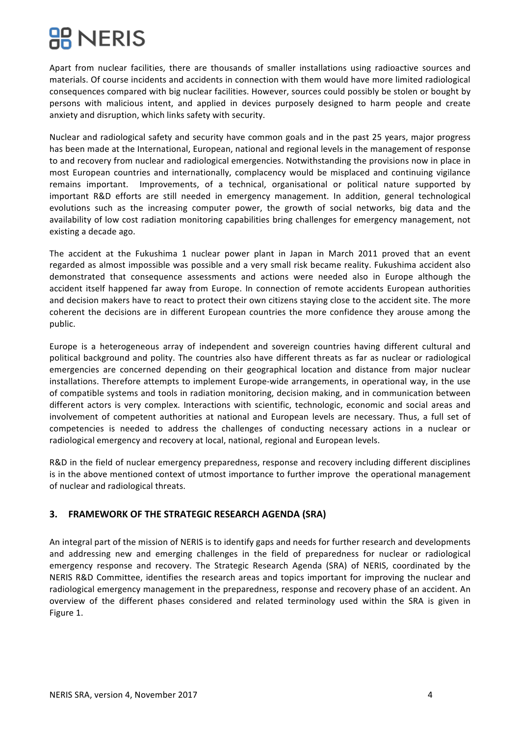Apart from nuclear facilities, there are thousands of smaller installations using radioactive sources and materials. Of course incidents and accidents in connection with them would have more limited radiological consequences compared with big nuclear facilities. However, sources could possibly be stolen or bought by persons with malicious intent, and applied in devices purposely designed to harm people and create anxiety and disruption, which links safety with security.

Nuclear and radiological safety and security have common goals and in the past 25 years, major progress has been made at the International, European, national and regional levels in the management of response to and recovery from nuclear and radiological emergencies. Notwithstanding the provisions now in place in most European countries and internationally, complacency would be misplaced and continuing vigilance remains important. Improvements, of a technical, organisational or political nature supported by important R&D efforts are still needed in emergency management. In addition, general technological evolutions such as the increasing computer power, the growth of social networks, big data and the availability of low cost radiation monitoring capabilities bring challenges for emergency management, not existing a decade ago.

The accident at the Fukushima 1 nuclear power plant in Japan in March 2011 proved that an event regarded as almost impossible was possible and a very small risk became reality. Fukushima accident also demonstrated that consequence assessments and actions were needed also in Europe although the accident itself happened far away from Europe. In connection of remote accidents European authorities and decision makers have to react to protect their own citizens staying close to the accident site. The more coherent the decisions are in different European countries the more confidence they arouse among the public.

Europe is a heterogeneous array of independent and sovereign countries having different cultural and political background and polity. The countries also have different threats as far as nuclear or radiological emergencies are concerned depending on their geographical location and distance from major nuclear installations. Therefore attempts to implement Europe-wide arrangements, in operational way, in the use of compatible systems and tools in radiation monitoring, decision making, and in communication between different actors is very complex. Interactions with scientific, technologic, economic and social areas and involvement of competent authorities at national and European levels are necessary. Thus, a full set of competencies is needed to address the challenges of conducting necessary actions in a nuclear or radiological emergency and recovery at local, national, regional and European levels.

R&D in the field of nuclear emergency preparedness, response and recovery including different disciplines is in the above mentioned context of utmost importance to further improve the operational management of nuclear and radiological threats.

## 3. FRAMEWORK OF THE STRATEGIC RESEARCH AGENDA (SRA)

An integral part of the mission of NERIS is to identify gaps and needs for further research and developments and addressing new and emerging challenges in the field of preparedness for nuclear or radiological emergency response and recovery. The Strategic Research Agenda (SRA) of NERIS, coordinated by the NERIS R&D Committee, identifies the research areas and topics important for improving the nuclear and radiological emergency management in the preparedness, response and recovery phase of an accident. An overview of the different phases considered and related terminology used within the SRA is given in Figure 1.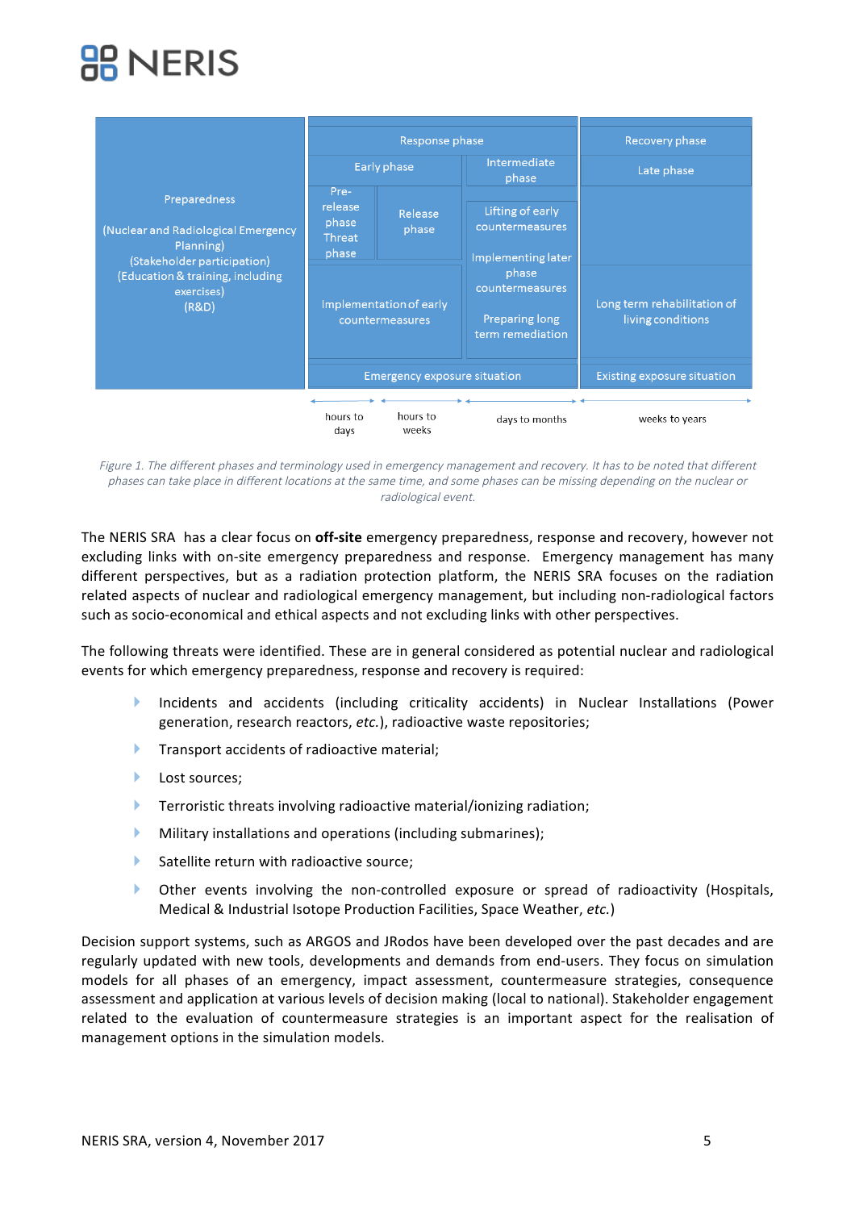| Preparedness (Nuclear and Radiological Emergency Planning) (Stakeholder participation) (Education & training, including exercises) (R&D) | Response phase | | | Recovery phase |
|---|---|---|---|---|
| | Early phase | | Intermediate phase | Late phase |
| | Pre-release phase Threat phase | Release phase | Lifting of early countermeasures Implementing later phase countermeasures Preparing long term remediation | |
| | Implementation of early countermeasures | | | Long term rehabilitation of living conditions |
| | Emergency exposure situation | | | Existing exposure situation |
| | hours to days | hours to weeks | days to months | weeks to years |

*Figure 1. The different phases and terminology used in emergency management and recovery. It has to be noted that different phases can take place in different locations at the same time, and some phases can be missing depending on the nuclear or radiological event.*

The NERIS SRA has a clear focus on **off-site** emergency preparedness, response and recovery, however not excluding links with on-site emergency preparedness and response. Emergency management has many different perspectives, but as a radiation protection platform, the NERIS SRA focuses on the radiation related aspects of nuclear and radiological emergency management, but including non-radiological factors such as socio-economical and ethical aspects and not excluding links with other perspectives.

The following threats were identified. These are in general considered as potential nuclear and radiological events for which emergency preparedness, response and recovery is required:

- Incidents and accidents (including criticality accidents) in Nuclear Installations (Power generation, research reactors, *etc.*), radioactive waste repositories;
- Transport accidents of radioactive material;
- Lost sources;
- Terroristic threats involving radioactive material/ionizing radiation;
- Military installations and operations (including submarines);
- Satellite return with radioactive source;
- Other events involving the non-controlled exposure or spread of radioactivity (Hospitals, Medical & Industrial Isotope Production Facilities, Space Weather, *etc.*)

Decision support systems, such as ARGOS and JRodos have been developed over the past decades and are regularly updated with new tools, developments and demands from end-users. They focus on simulation models for all phases of an emergency, impact assessment, countermeasure strategies, consequence assessment and application at various levels of decision making (local to national). Stakeholder engagement related to the evaluation of countermeasure strategies is an important aspect for the realisation of management options in the simulation models.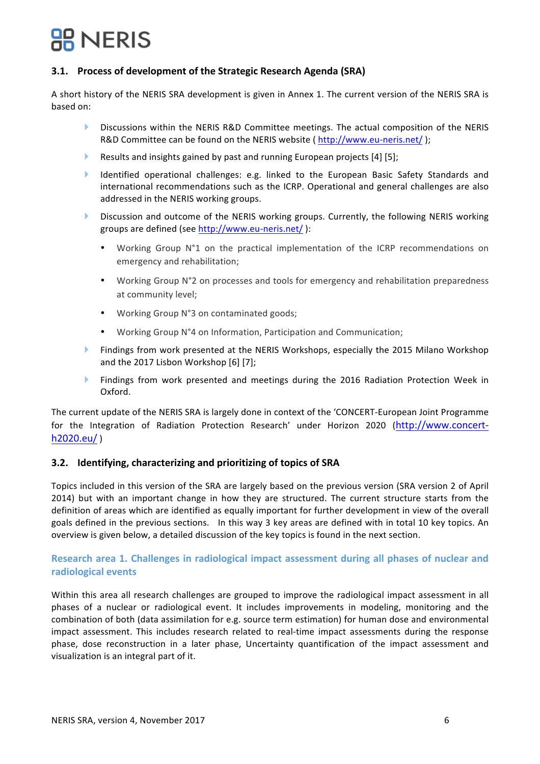### 3.1. Process of development of the Strategic Research Agenda (SRA)

A short history of the NERIS SRA development is given in Annex 1. The current version of the NERIS SRA is based on:

- Discussions within the NERIS R&D Committee meetings. The actual composition of the NERIS R&D Committee can be found on the NERIS website ( http://www.eu-neris.net/ );
- Results and insights gained by past and running European projects [4] [5];
- Identified operational challenges: e.g. linked to the European Basic Safety Standards and international recommendations such as the ICRP. Operational and general challenges are also addressed in the NERIS working groups.
- Discussion and outcome of the NERIS working groups. Currently, the following NERIS working groups are defined (see http://www.eu-neris.net/ ):
    - Working Group N°1 on the practical implementation of the ICRP recommendations on emergency and rehabilitation;
    - Working Group N°2 on processes and tools for emergency and rehabilitation preparedness at community level;
    - Working Group N°3 on contaminated goods;
    - Working Group N°4 on Information, Participation and Communication;
- Findings from work presented at the NERIS Workshops, especially the 2015 Milano Workshop and the 2017 Lisbon Workshop [6] [7];
- Findings from work presented and meetings during the 2016 Radiation Protection Week in Oxford.

The current update of the NERIS SRA is largely done in context of the 'CONCERT-European Joint Programme for the Integration of Radiation Protection Research' under Horizon 2020 (http://www.concert-h2020.eu/ )

### 3.2. Identifying, characterizing and prioritizing of topics of SRA

Topics included in this version of the SRA are largely based on the previous version (SRA version 2 of April 2014) but with an important change in how they are structured. The current structure starts from the definition of areas which are identified as equally important for further development in view of the overall goals defined in the previous sections. In this way 3 key areas are defined with in total 10 key topics. An overview is given below, a detailed discussion of the key topics is found in the next section.

#### Research area 1. Challenges in radiological impact assessment during all phases of nuclear and radiological events

Within this area all research challenges are grouped to improve the radiological impact assessment in all phases of a nuclear or radiological event. It includes improvements in modeling, monitoring and the combination of both (data assimilation for e.g. source term estimation) for human dose and environmental impact assessment. This includes research related to real-time impact assessments during the response phase, dose reconstruction in a later phase, Uncertainty quantification of the impact assessment and visualization is an integral part of it.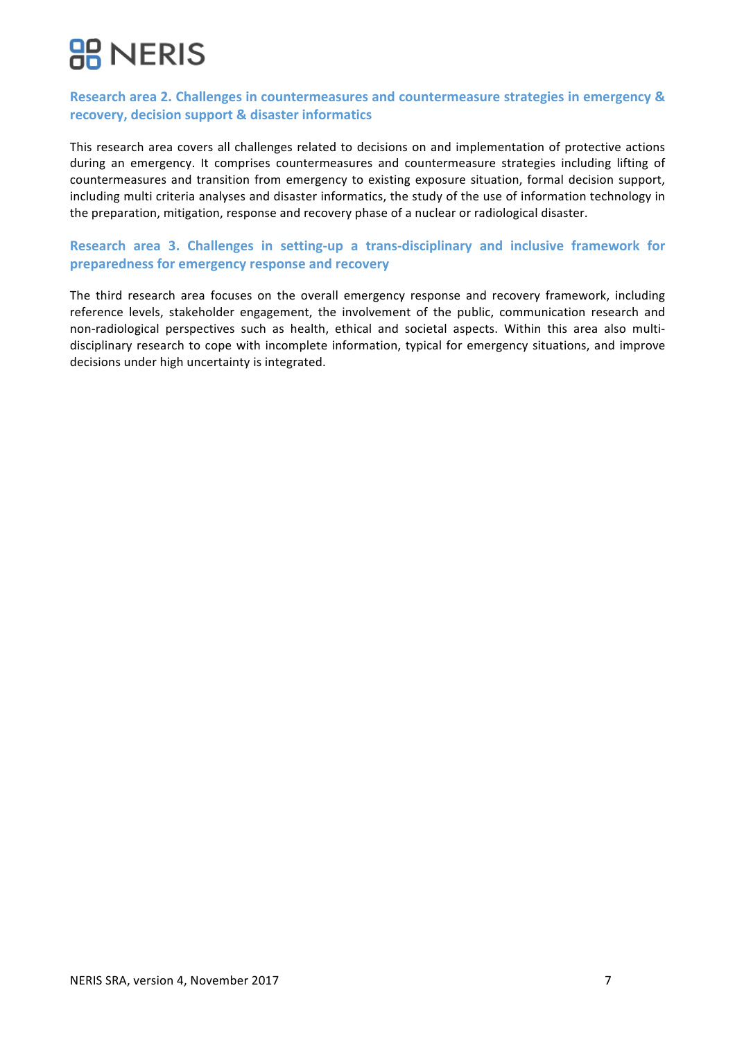### Research area 2. Challenges in countermeasures and countermeasure strategies in emergency & recovery, decision support & disaster informatics

This research area covers all challenges related to decisions on and implementation of protective actions during an emergency. It comprises countermeasures and countermeasure strategies including lifting of countermeasures and transition from emergency to existing exposure situation, formal decision support, including multi criteria analyses and disaster informatics, the study of the use of information technology in the preparation, mitigation, response and recovery phase of a nuclear or radiological disaster.

### Research area 3. Challenges in setting-up a trans-disciplinary and inclusive framework for preparedness for emergency response and recovery

The third research area focuses on the overall emergency response and recovery framework, including reference levels, stakeholder engagement, the involvement of the public, communication research and non-radiological perspectives such as health, ethical and societal aspects. Within this area also multi-disciplinary research to cope with incomplete information, typical for emergency situations, and improve decisions under high uncertainty is integrated.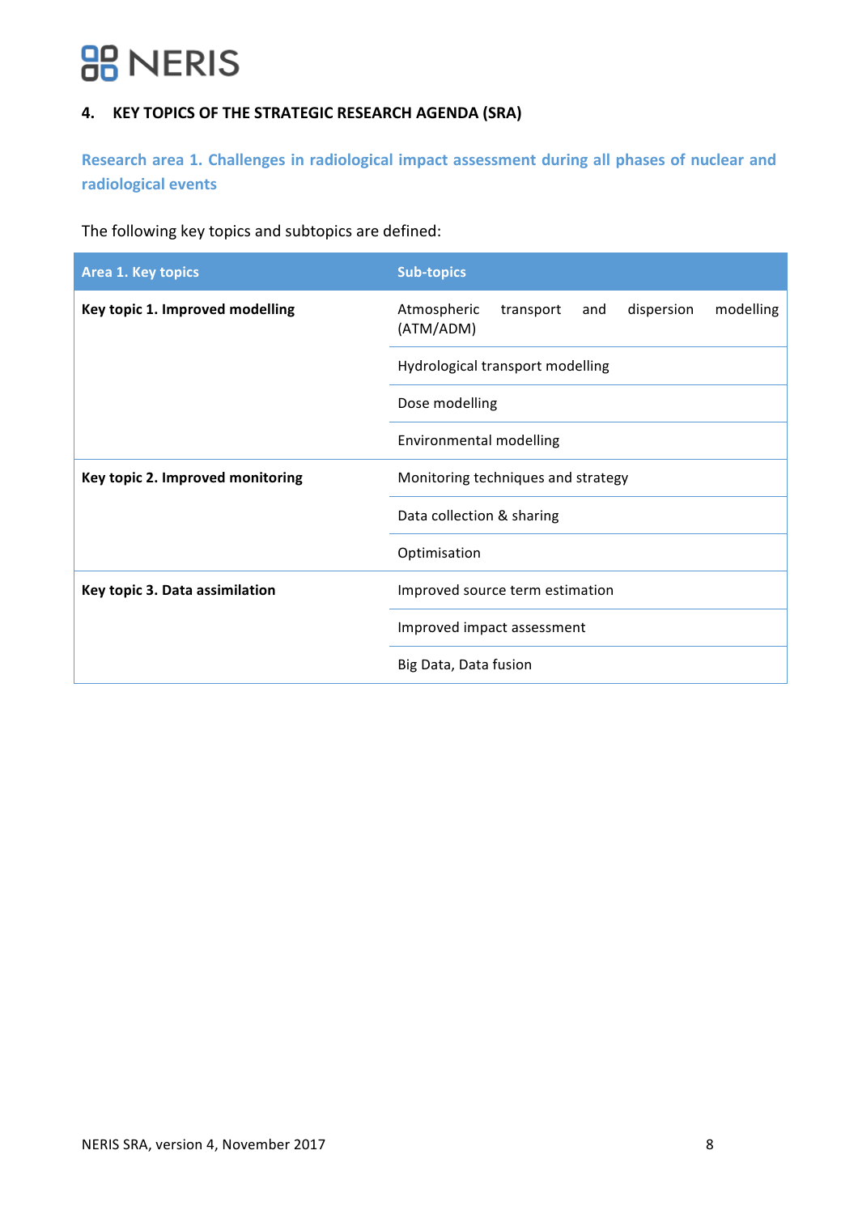## 4. KEY TOPICS OF THE STRATEGIC RESEARCH AGENDA (SRA)

### Research area 1. Challenges in radiological impact assessment during all phases of nuclear and radiological events

The following key topics and subtopics are defined:

| Area 1. Key topics | Sub-topics |
|---|---|
| **Key topic 1. Improved modelling** | Atmospheric transport and dispersion modelling (ATM/ADM) |
| | Hydrological transport modelling |
| | Dose modelling |
| | Environmental modelling |
| **Key topic 2. Improved monitoring** | Monitoring techniques and strategy |
| | Data collection & sharing |
| | Optimisation |
| **Key topic 3. Data assimilation** | Improved source term estimation |
| | Improved impact assessment |
| | Big Data, Data fusion |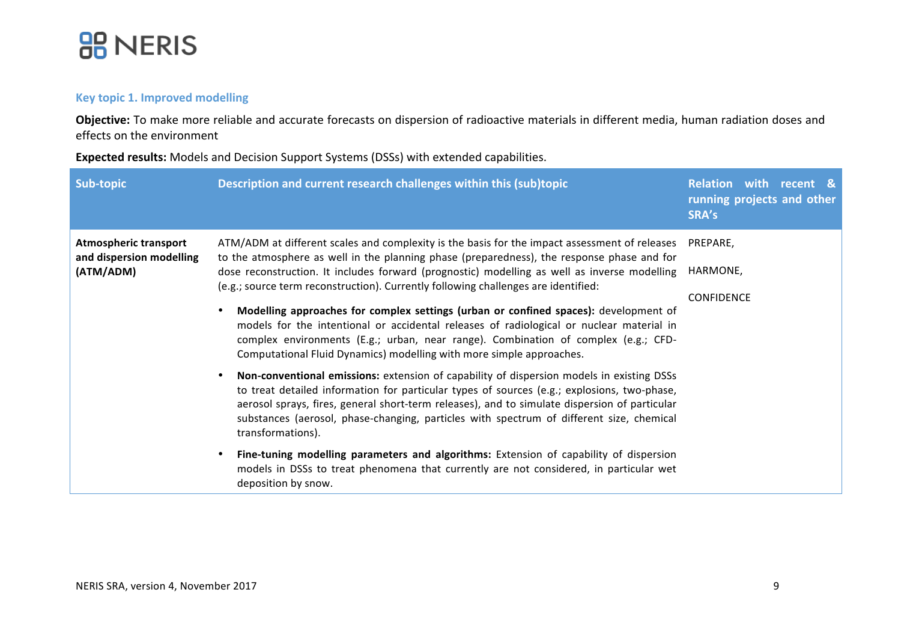### Key topic 1. Improved modelling

**Objective:** To make more reliable and accurate forecasts on dispersion of radioactive materials in different media, human radiation doses and effects on the environment

**Expected results:** Models and Decision Support Systems (DSSs) with extended capabilities.

| Sub-topic | Description and current research challenges within this (sub)topic | Relation with recent & running projects and other SRA's |
|---|---|---|
| **Atmospheric transport and dispersion modelling (ATM/ADM)** | ATM/ADM at different scales and complexity is the basis for the impact assessment of releases to the atmosphere as well in the planning phase (preparedness), the response phase and for dose reconstruction. It includes forward (prognostic) modelling as well as inverse modelling (e.g.; source term reconstruction). Currently following challenges are identified:<br>• **Modelling approaches for complex settings (urban or confined spaces):** development of models for the intentional or accidental releases of radiological or nuclear material in complex environments (E.g.; urban, near range). Combination of complex (e.g.; CFD-Computational Fluid Dynamics) modelling with more simple approaches.<br>• **Non-conventional emissions:** extension of capability of dispersion models in existing DSSs to treat detailed information for particular types of sources (e.g.; explosions, two-phase, aerosol sprays, fires, general short-term releases), and to simulate dispersion of particular substances (aerosol, phase-changing, particles with spectrum of different size, chemical transformations).<br>• **Fine-tuning modelling parameters and algorithms:** Extension of capability of dispersion models in DSSs to treat phenomena that currently are not considered, in particular wet deposition by snow. | PREPARE,<br>HARMONE,<br>CONFIDENCE |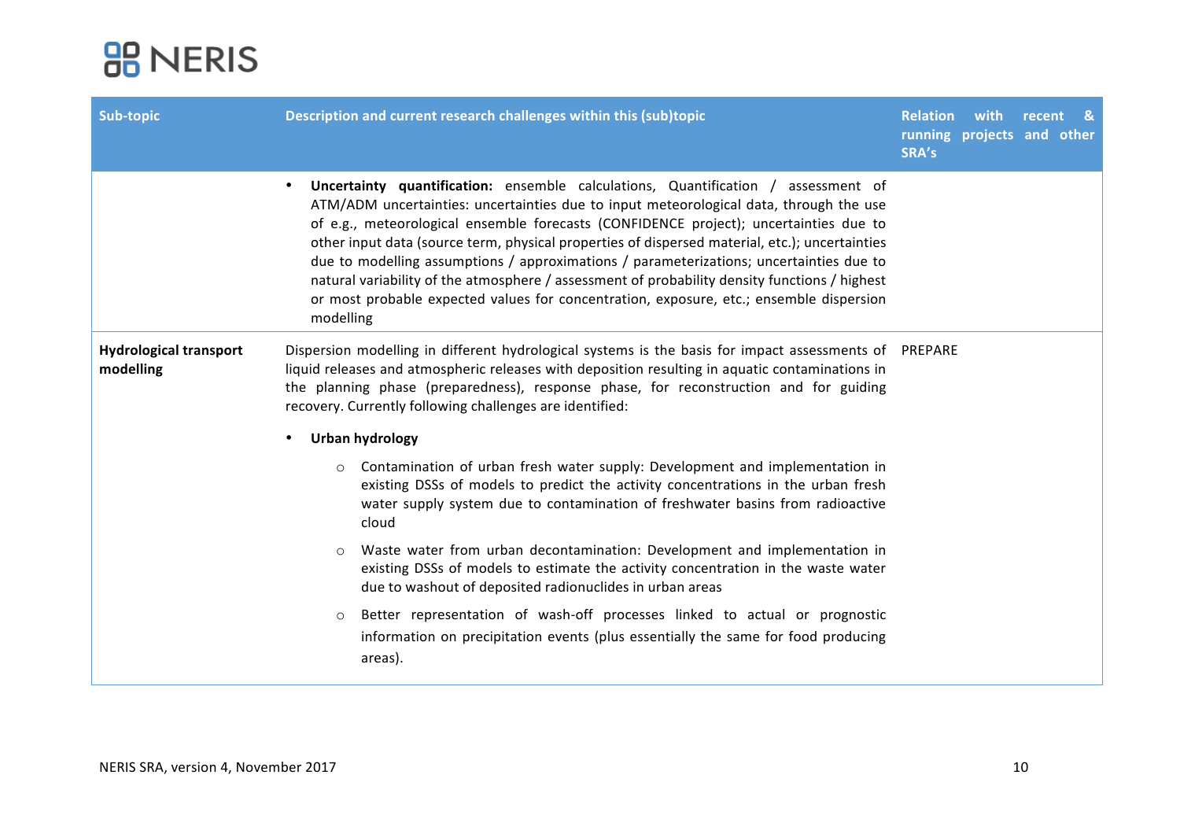| Sub-topic | Description and current research challenges within this (sub)topic | Relation with recent & running projects and other SRA's |
|---|---|---|
| | • **Uncertainty quantification:** ensemble calculations, Quantification / assessment of ATM/ADM uncertainties: uncertainties due to input meteorological data, through the use of e.g., meteorological ensemble forecasts (CONFIDENCE project); uncertainties due to other input data (source term, physical properties of dispersed material, etc.); uncertainties due to modelling assumptions / approximations / parameterizations; uncertainties due to natural variability of the atmosphere / assessment of probability density functions / highest or most probable expected values for concentration, exposure, etc.; ensemble dispersion modelling | |
| **Hydrological transport modelling** | Dispersion modelling in different hydrological systems is the basis for impact assessments of liquid releases and atmospheric releases with deposition resulting in aquatic contaminations in the planning phase (preparedness), response phase, for reconstruction and for guiding recovery. Currently following challenges are identified:<br><br>• **Urban hydrology**<br><br>○ Contamination of urban fresh water supply: Development and implementation in existing DSSs of models to predict the activity concentrations in the urban fresh water supply system due to contamination of freshwater basins from radioactive cloud<br><br>○ Waste water from urban decontamination: Development and implementation in existing DSSs of models to estimate the activity concentration in the waste water due to washout of deposited radionuclides in urban areas<br><br>○ Better representation of wash-off processes linked to actual or prognostic information on precipitation events (plus essentially the same for food producing areas). | PREPARE |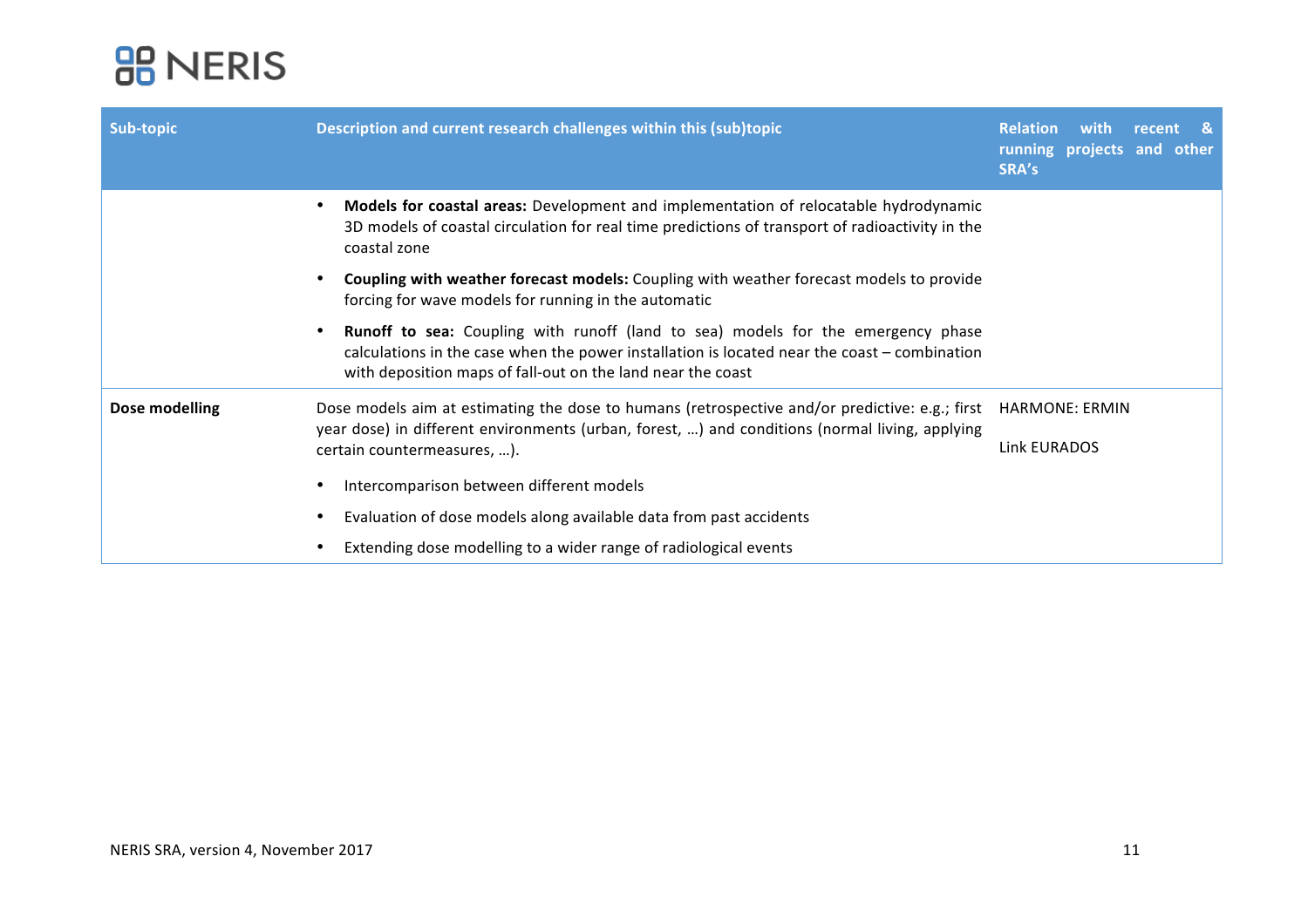| Sub-topic | Description and current research challenges within this (sub)topic | Relation with recent & running projects and other SRA's |
|---|---|---|
| | • **Models for coastal areas:** Development and implementation of relocatable hydrodynamic 3D models of coastal circulation for real time predictions of transport of radioactivity in the coastal zone<br>• **Coupling with weather forecast models:** Coupling with weather forecast models to provide forcing for wave models for running in the automatic<br>• **Runoff to sea:** Coupling with runoff (land to sea) models for the emergency phase calculations in the case when the power installation is located near the coast – combination with deposition maps of fall-out on the land near the coast | |
| **Dose modelling** | Dose models aim at estimating the dose to humans (retrospective and/or predictive: e.g.; first year dose) in different environments (urban, forest, …) and conditions (normal living, applying certain countermeasures, …).<br>• Intercomparison between different models<br>• Evaluation of dose models along available data from past accidents<br>• Extending dose modelling to a wider range of radiological events | HARMONE: ERMIN<br><br>Link EURADOS |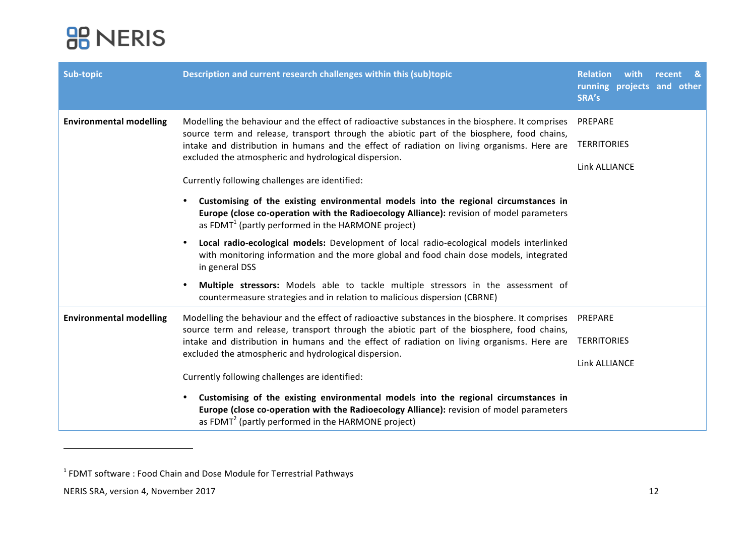| Sub-topic | Description and current research challenges within this (sub)topic | Relation with recent & running projects and other SRA's |
|---|---|---|
| **Environmental modelling** | Modelling the behaviour and the effect of radioactive substances in the biosphere. It comprises source term and release, transport through the abiotic part of the biosphere, food chains, intake and distribution in humans and the effect of radiation on living organisms. Here are excluded the atmospheric and hydrological dispersion.<br><br>Currently following challenges are identified:<br><br>• **Customising of the existing environmental models into the regional circumstances in Europe (close co-operation with the Radioecology Alliance):** revision of model parameters as FDMT[1] (partly performed in the HARMONE project)<br><br>• **Local radio-ecological models:** Development of local radio-ecological models interlinked with monitoring information and the more global and food chain dose models, integrated in general DSS<br><br>• **Multiple stressors:** Models able to tackle multiple stressors in the assessment of countermeasure strategies and in relation to malicious dispersion (CBRNE) | PREPARE<br><br>TERRITORIES<br><br>Link ALLIANCE |
| **Environmental modelling** | Modelling the behaviour and the effect of radioactive substances in the biosphere. It comprises source term and release, transport through the abiotic part of the biosphere, food chains, intake and distribution in humans and the effect of radiation on living organisms. Here are excluded the atmospheric and hydrological dispersion.<br><br>Currently following challenges are identified:<br><br>• **Customising of the existing environmental models into the regional circumstances in Europe (close co-operation with the Radioecology Alliance):** revision of model parameters as FDMT[2] (partly performed in the HARMONE project) | PREPARE<br><br>TERRITORIES<br><br>Link ALLIANCE |

[1] FDMT software : Food Chain and Dose Module for Terrestrial Pathways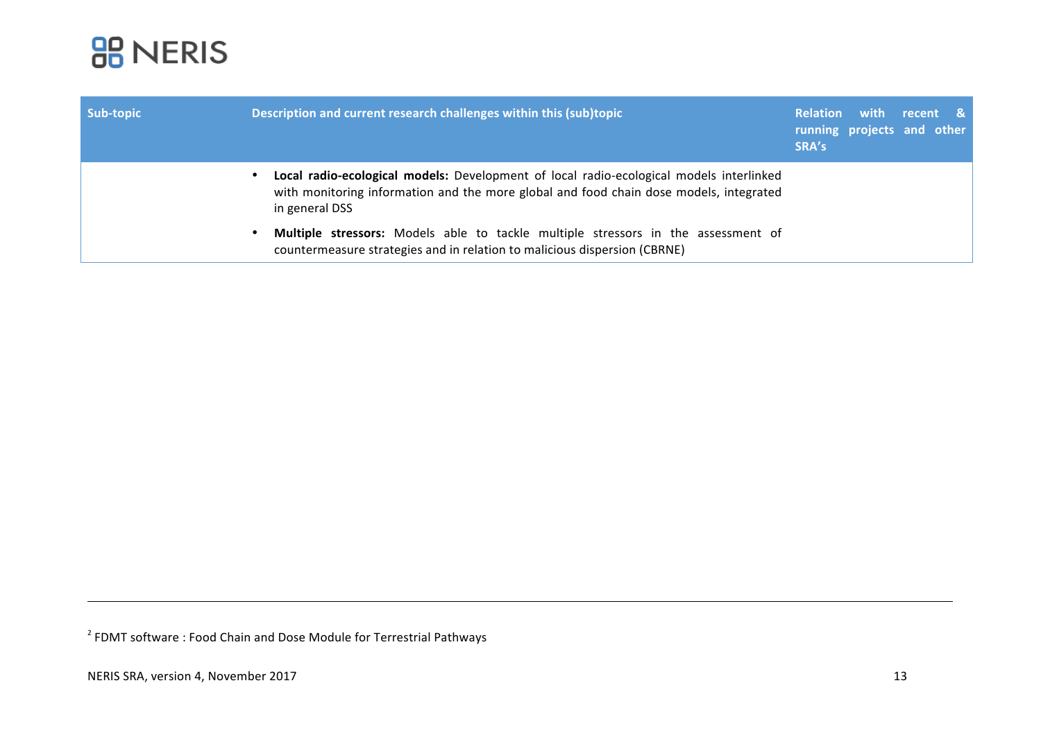| Sub-topic | Description and current research challenges within this (sub)topic | Relation with recent & running projects and other SRA's |
|---|---|---|
| | • **Local radio-ecological models:** Development of local radio-ecological models interlinked with monitoring information and the more global and food chain dose models, integrated in general DSS<br>• **Multiple stressors:** Models able to tackle multiple stressors in the assessment of countermeasure strategies and in relation to malicious dispersion (CBRNE) | |

[2] FDMT software : Food Chain and Dose Module for Terrestrial Pathways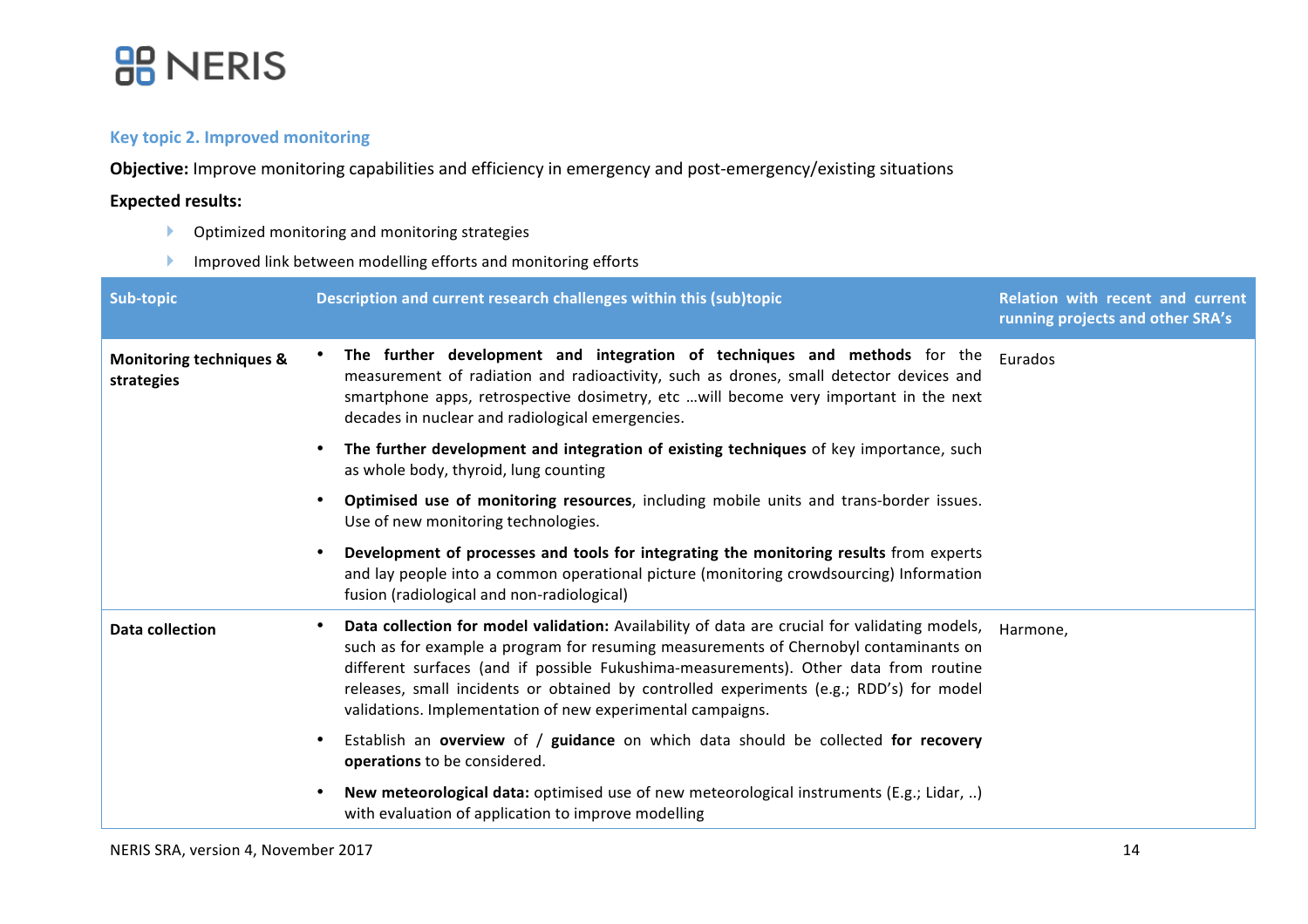### Key topic 2. Improved monitoring

**Objective:** Improve monitoring capabilities and efficiency in emergency and post-emergency/existing situations

**Expected results:**

- Optimized monitoring and monitoring strategies
- Improved link between modelling efforts and monitoring efforts

| Sub-topic | Description and current research challenges within this (sub)topic | Relation with recent and current running projects and other SRA's |
|---|---|---|
| **Monitoring techniques & strategies** | • **The further development and integration of techniques and methods** for the measurement of radiation and radioactivity, such as drones, small detector devices and smartphone apps, retrospective dosimetry, etc …will become very important in the next decades in nuclear and radiological emergencies.<br>• **The further development and integration of existing techniques** of key importance, such as whole body, thyroid, lung counting<br>• **Optimised use of monitoring resources**, including mobile units and trans-border issues. Use of new monitoring technologies.<br>• **Development of processes and tools for integrating the monitoring results** from experts and lay people into a common operational picture (monitoring crowdsourcing) Information fusion (radiological and non-radiological) | Eurados |
| **Data collection** | • **Data collection for model validation:** Availability of data are crucial for validating models, such as for example a program for resuming measurements of Chernobyl contaminants on different surfaces (and if possible Fukushima-measurements). Other data from routine releases, small incidents or obtained by controlled experiments (e.g.; RDD's) for model validations. Implementation of new experimental campaigns.<br>• Establish an **overview** of / **guidance** on which data should be collected **for recovery operations** to be considered.<br>• **New meteorological data:** optimised use of new meteorological instruments (E.g.; Lidar, ..) with evaluation of application to improve modelling | Harmone, |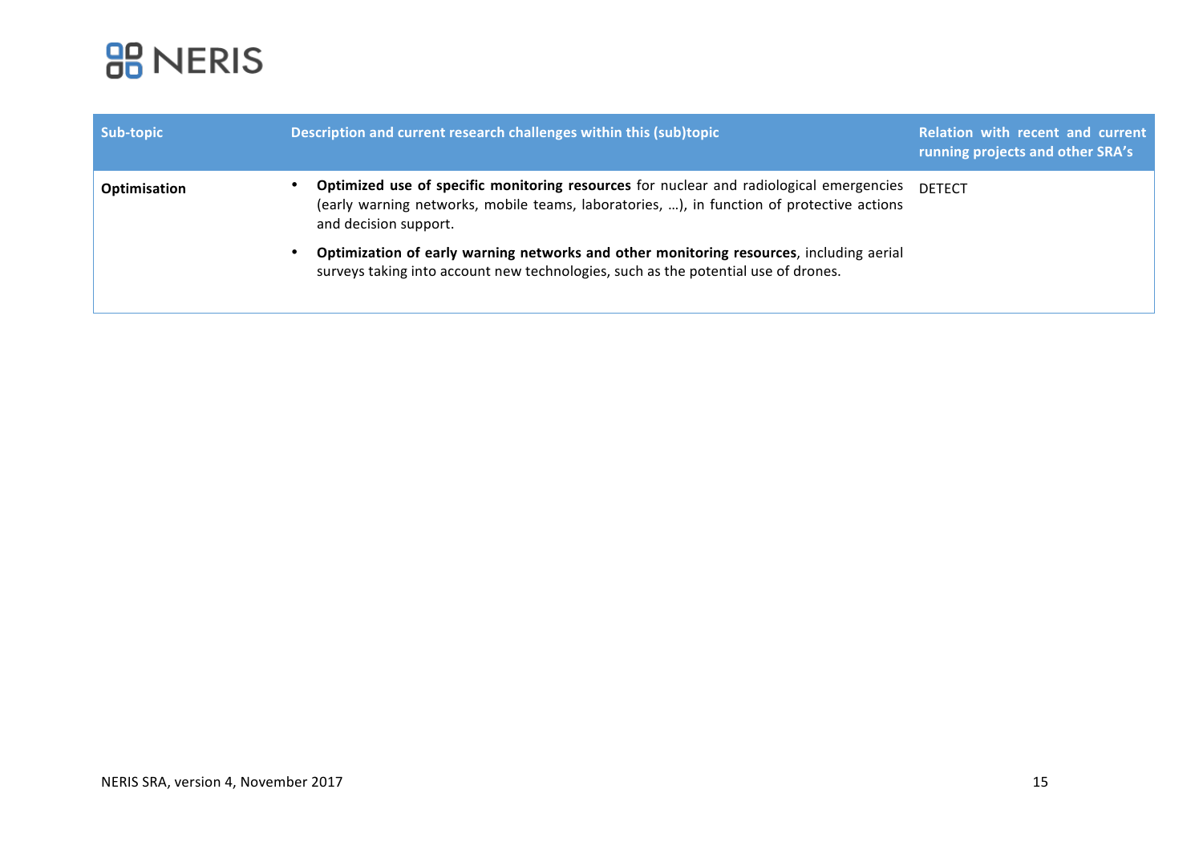| Sub-topic | Description and current research challenges within this (sub)topic | Relation with recent and current running projects and other SRA's |
| --- | --- | --- |
| **Optimisation** | • **Optimized use of specific monitoring resources** for nuclear and radiological emergencies (early warning networks, mobile teams, laboratories, …), in function of protective actions and decision support.<br>• **Optimization of early warning networks and other monitoring resources**, including aerial surveys taking into account new technologies, such as the potential use of drones. | DETECT |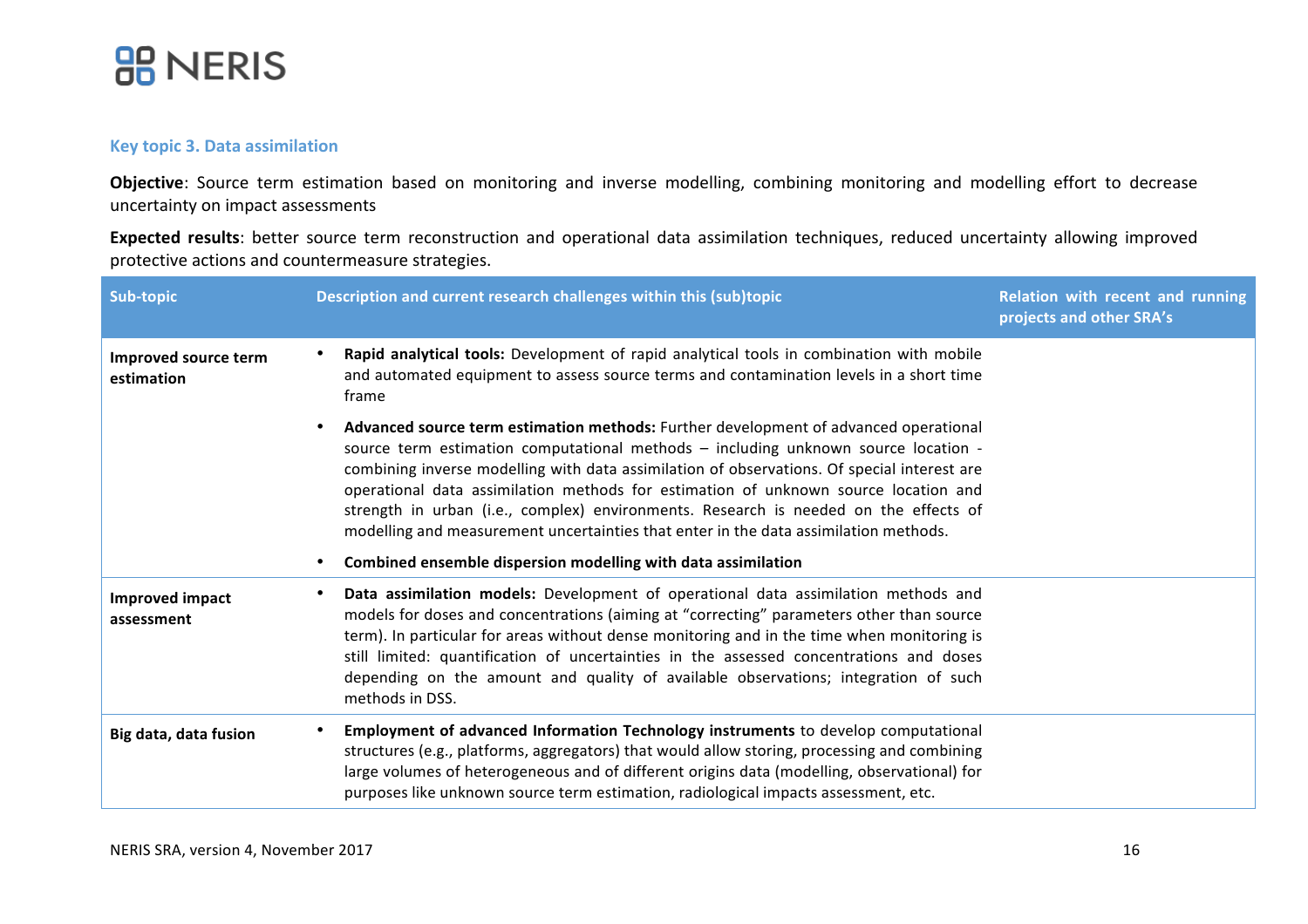#### Key topic 3. Data assimilation

**Objective**: Source term estimation based on monitoring and inverse modelling, combining monitoring and modelling effort to decrease uncertainty on impact assessments

**Expected results**: better source term reconstruction and operational data assimilation techniques, reduced uncertainty allowing improved protective actions and countermeasure strategies.

| Sub-topic | Description and current research challenges within this (sub)topic | Relation with recent and running projects and other SRA's |
|---|---|---|
| **Improved source term estimation** | • **Rapid analytical tools:** Development of rapid analytical tools in combination with mobile and automated equipment to assess source terms and contamination levels in a short time frame<br>• **Advanced source term estimation methods:** Further development of advanced operational source term estimation computational methods – including unknown source location - combining inverse modelling with data assimilation of observations. Of special interest are operational data assimilation methods for estimation of unknown source location and strength in urban (i.e., complex) environments. Research is needed on the effects of modelling and measurement uncertainties that enter in the data assimilation methods.<br>• **Combined ensemble dispersion modelling with data assimilation** | |
| **Improved impact assessment** | • **Data assimilation models:** Development of operational data assimilation methods and models for doses and concentrations (aiming at "correcting" parameters other than source term). In particular for areas without dense monitoring and in the time when monitoring is still limited: quantification of uncertainties in the assessed concentrations and doses depending on the amount and quality of available observations; integration of such methods in DSS. | |
| **Big data, data fusion** | • **Employment of advanced Information Technology instruments** to develop computational structures (e.g., platforms, aggregators) that would allow storing, processing and combining large volumes of heterogeneous and of different origins data (modelling, observational) for purposes like unknown source term estimation, radiological impacts assessment, etc. | |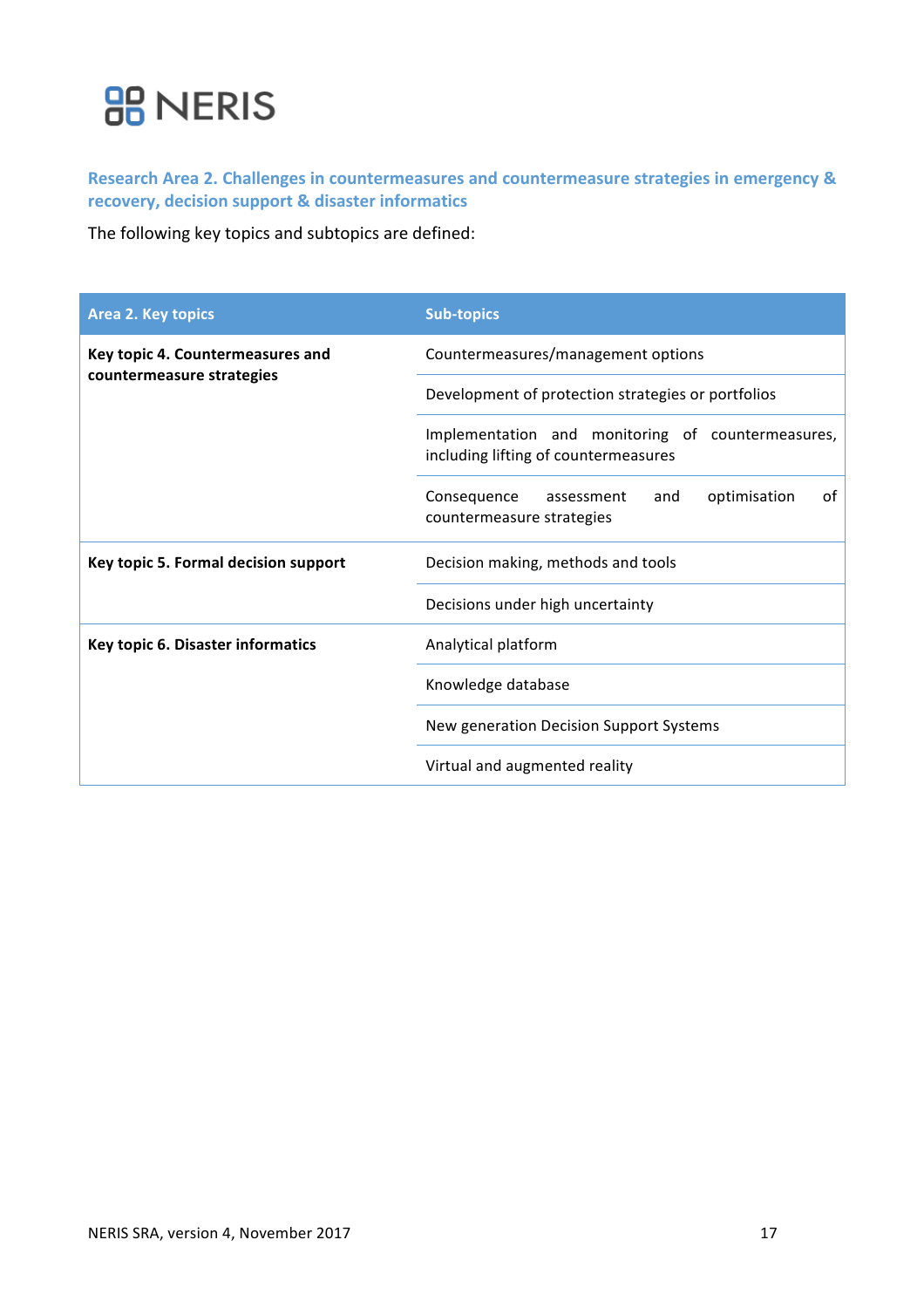### Research Area 2. Challenges in countermeasures and countermeasure strategies in emergency & recovery, decision support & disaster informatics

The following key topics and subtopics are defined:

| Area 2. Key topics | Sub-topics |
|---|---|
| **Key topic 4. Countermeasures and countermeasure strategies** | Countermeasures/management options |
| | Development of protection strategies or portfolios |
| | Implementation and monitoring of countermeasures, including lifting of countermeasures |
| | Consequence assessment and optimisation of countermeasure strategies |
| **Key topic 5. Formal decision support** | Decision making, methods and tools |
| | Decisions under high uncertainty |
| **Key topic 6. Disaster informatics** | Analytical platform |
| | Knowledge database |
| | New generation Decision Support Systems |
| | Virtual and augmented reality |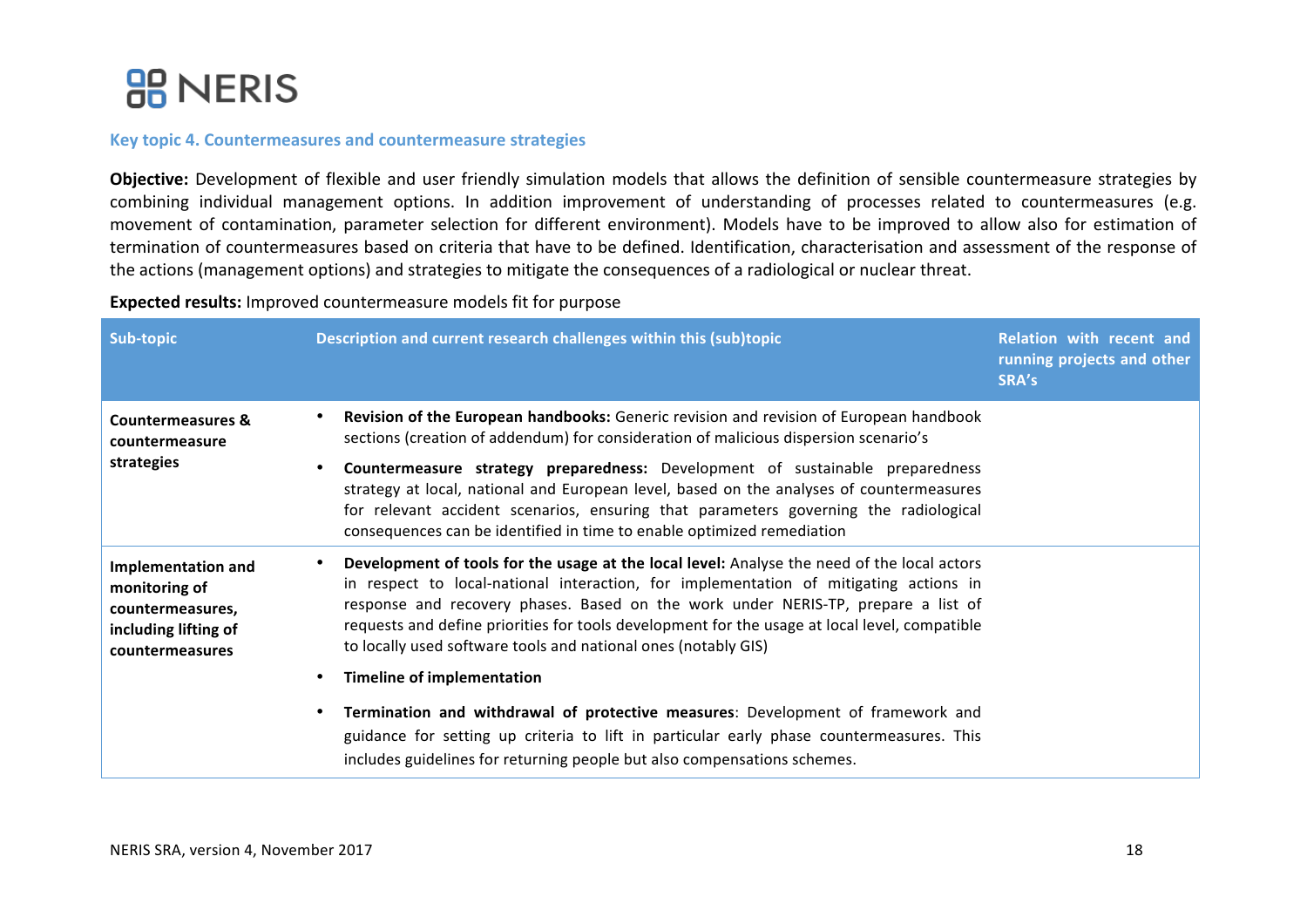### Key topic 4. Countermeasures and countermeasure strategies

**Objective:** Development of flexible and user friendly simulation models that allows the definition of sensible countermeasure strategies by combining individual management options. In addition improvement of understanding of processes related to countermeasures (e.g. movement of contamination, parameter selection for different environment). Models have to be improved to allow also for estimation of termination of countermeasures based on criteria that have to be defined. Identification, characterisation and assessment of the response of the actions (management options) and strategies to mitigate the consequences of a radiological or nuclear threat.

**Expected results:** Improved countermeasure models fit for purpose

| Sub-topic | Description and current research challenges within this (sub)topic | Relation with recent and running projects and other SRA's |
|---|---|---|
| **Countermeasures & countermeasure strategies** | • **Revision of the European handbooks:** Generic revision and revision of European handbook sections (creation of addendum) for consideration of malicious dispersion scenario's<br>• **Countermeasure strategy preparedness:** Development of sustainable preparedness strategy at local, national and European level, based on the analyses of countermeasures for relevant accident scenarios, ensuring that parameters governing the radiological consequences can be identified in time to enable optimized remediation | |
| **Implementation and monitoring of countermeasures, including lifting of countermeasures** | • **Development of tools for the usage at the local level:** Analyse the need of the local actors in respect to local-national interaction, for implementation of mitigating actions in response and recovery phases. Based on the work under NERIS-TP, prepare a list of requests and define priorities for tools development for the usage at local level, compatible to locally used software tools and national ones (notably GIS)<br>• **Timeline of implementation**<br>• **Termination and withdrawal of protective measures**: Development of framework and guidance for setting up criteria to lift in particular early phase countermeasures. This includes guidelines for returning people but also compensations schemes. | |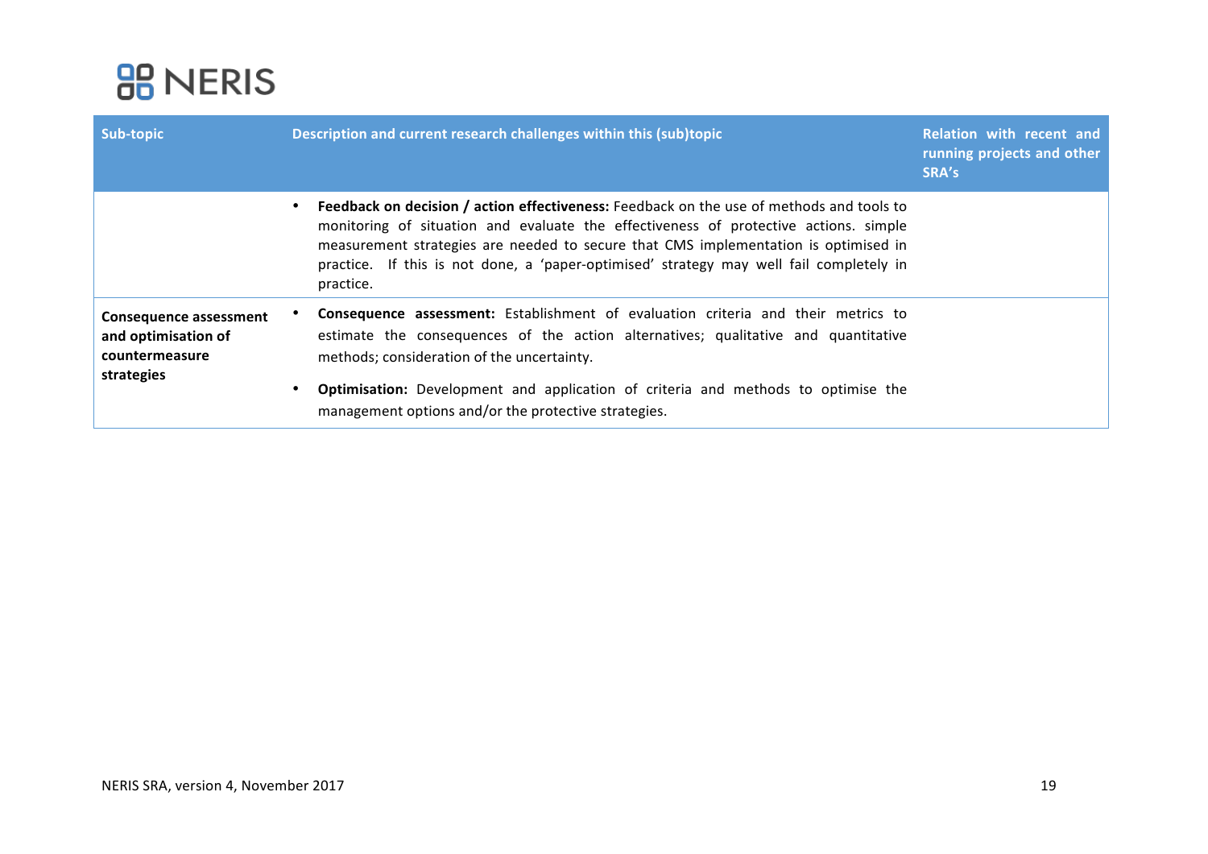| Sub-topic | Description and current research challenges within this (sub)topic | Relation with recent and running projects and other SRA's |
|---|---|---|
| | • **Feedback on decision / action effectiveness:** Feedback on the use of methods and tools to monitoring of situation and evaluate the effectiveness of protective actions. simple measurement strategies are needed to secure that CMS implementation is optimised in practice. If this is not done, a 'paper-optimised' strategy may well fail completely in practice. | |
| **Consequence assessment and optimisation of countermeasure strategies** | • **Consequence assessment:** Establishment of evaluation criteria and their metrics to estimate the consequences of the action alternatives; qualitative and quantitative methods; consideration of the uncertainty.<br>• **Optimisation:** Development and application of criteria and methods to optimise the management options and/or the protective strategies. | |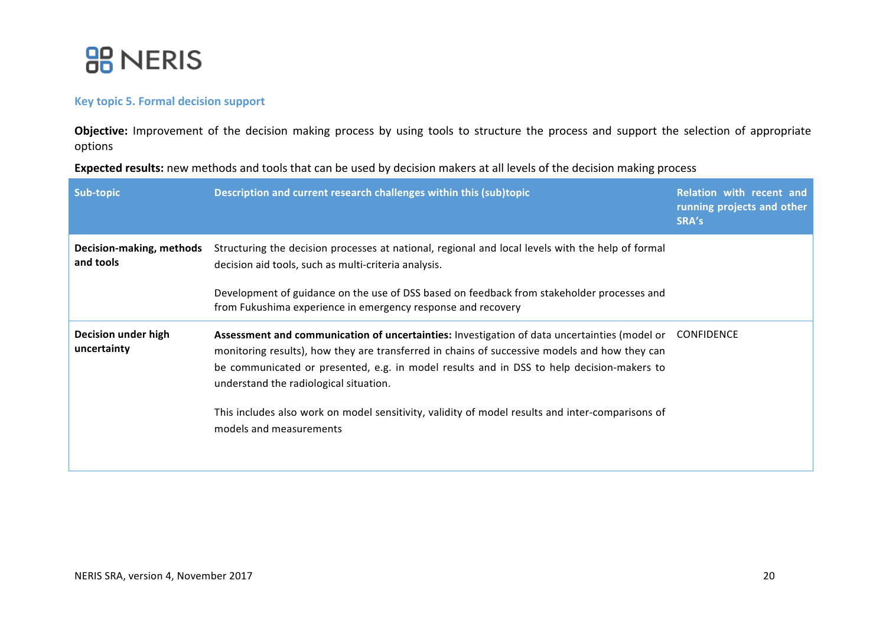### Key topic 5. Formal decision support

**Objective:** Improvement of the decision making process by using tools to structure the process and support the selection of appropriate options

**Expected results:** new methods and tools that can be used by decision makers at all levels of the decision making process

| Sub-topic | Description and current research challenges within this (sub)topic | Relation with recent and running projects and other SRA's |
|---|---|---|
| **Decision-making, methods and tools** | Structuring the decision processes at national, regional and local levels with the help of formal decision aid tools, such as multi-criteria analysis.<br><br>Development of guidance on the use of DSS based on feedback from stakeholder processes and from Fukushima experience in emergency response and recovery | |
| **Decision under high uncertainty** | **Assessment and communication of uncertainties:** Investigation of data uncertainties (model or monitoring results), how they are transferred in chains of successive models and how they can be communicated or presented, e.g. in model results and in DSS to help decision-makers to understand the radiological situation.<br><br>This includes also work on model sensitivity, validity of model results and inter-comparisons of models and measurements | CONFIDENCE |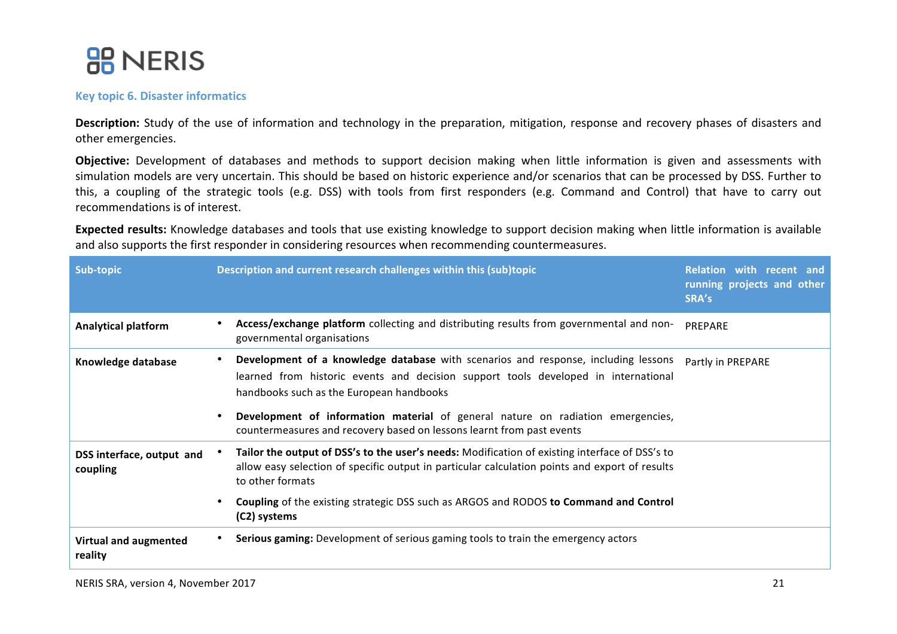### Key topic 6. Disaster informatics

**Description:** Study of the use of information and technology in the preparation, mitigation, response and recovery phases of disasters and other emergencies.

**Objective:** Development of databases and methods to support decision making when little information is given and assessments with simulation models are very uncertain. This should be based on historic experience and/or scenarios that can be processed by DSS. Further to this, a coupling of the strategic tools (e.g. DSS) with tools from first responders (e.g. Command and Control) that have to carry out recommendations is of interest.

**Expected results:** Knowledge databases and tools that use existing knowledge to support decision making when little information is available and also supports the first responder in considering resources when recommending countermeasures.

| Sub-topic | Description and current research challenges within this (sub)topic | Relation with recent and running projects and other SRA's |
|---|---|---|
| **Analytical platform** | • **Access/exchange platform** collecting and distributing results from governmental and non-governmental organisations | PREPARE |
| **Knowledge database** | • **Development of a knowledge database** with scenarios and response, including lessons learned from historic events and decision support tools developed in international handbooks such as the European handbooks<br>• **Development of information material** of general nature on radiation emergencies, countermeasures and recovery based on lessons learnt from past events | Partly in PREPARE |
| **DSS interface, output and coupling** | • **Tailor the output of DSS's to the user's needs:** Modification of existing interface of DSS's to allow easy selection of specific output in particular calculation points and export of results to other formats<br>• **Coupling** of the existing strategic DSS such as ARGOS and RODOS **to Command and Control (C2) systems** | |
| **Virtual and augmented reality** | • **Serious gaming:** Development of serious gaming tools to train the emergency actors | |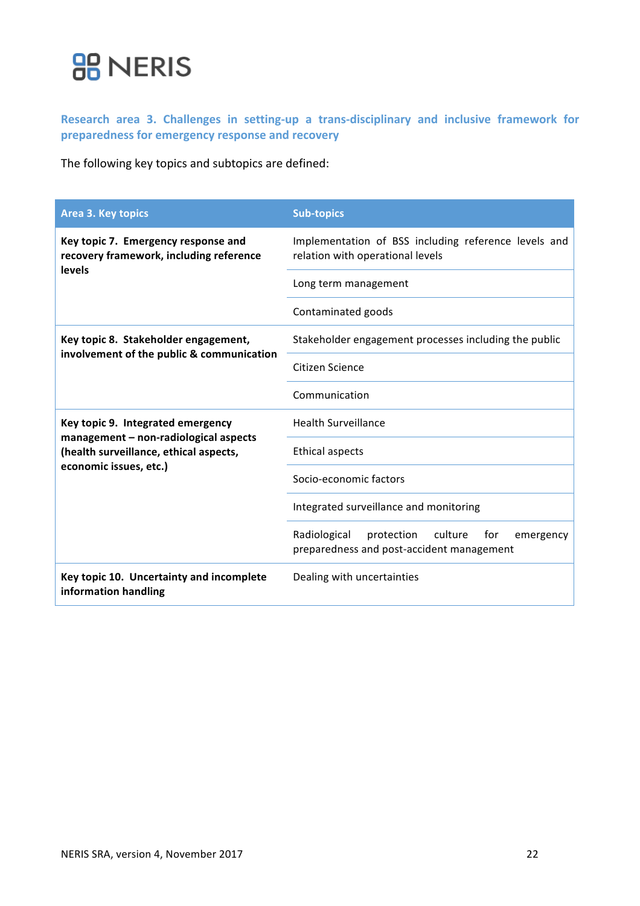### Research area 3. Challenges in setting-up a trans-disciplinary and inclusive framework for preparedness for emergency response and recovery

The following key topics and subtopics are defined:

| Area 3. Key topics | Sub-topics |
|---|---|
| **Key topic 7. Emergency response and recovery framework, including reference levels** | Implementation of BSS including reference levels and relation with operational levels |
| | Long term management |
| | Contaminated goods |
| **Key topic 8. Stakeholder engagement, involvement of the public & communication** | Stakeholder engagement processes including the public |
| | Citizen Science |
| | Communication |
| **Key topic 9. Integrated emergency management – non-radiological aspects (health surveillance, ethical aspects, economic issues, etc.)** | Health Surveillance |
| | Ethical aspects |
| | Socio-economic factors |
| | Integrated surveillance and monitoring |
| | Radiological protection culture for emergency preparedness and post-accident management |
| **Key topic 10. Uncertainty and incomplete information handling** | Dealing with uncertainties |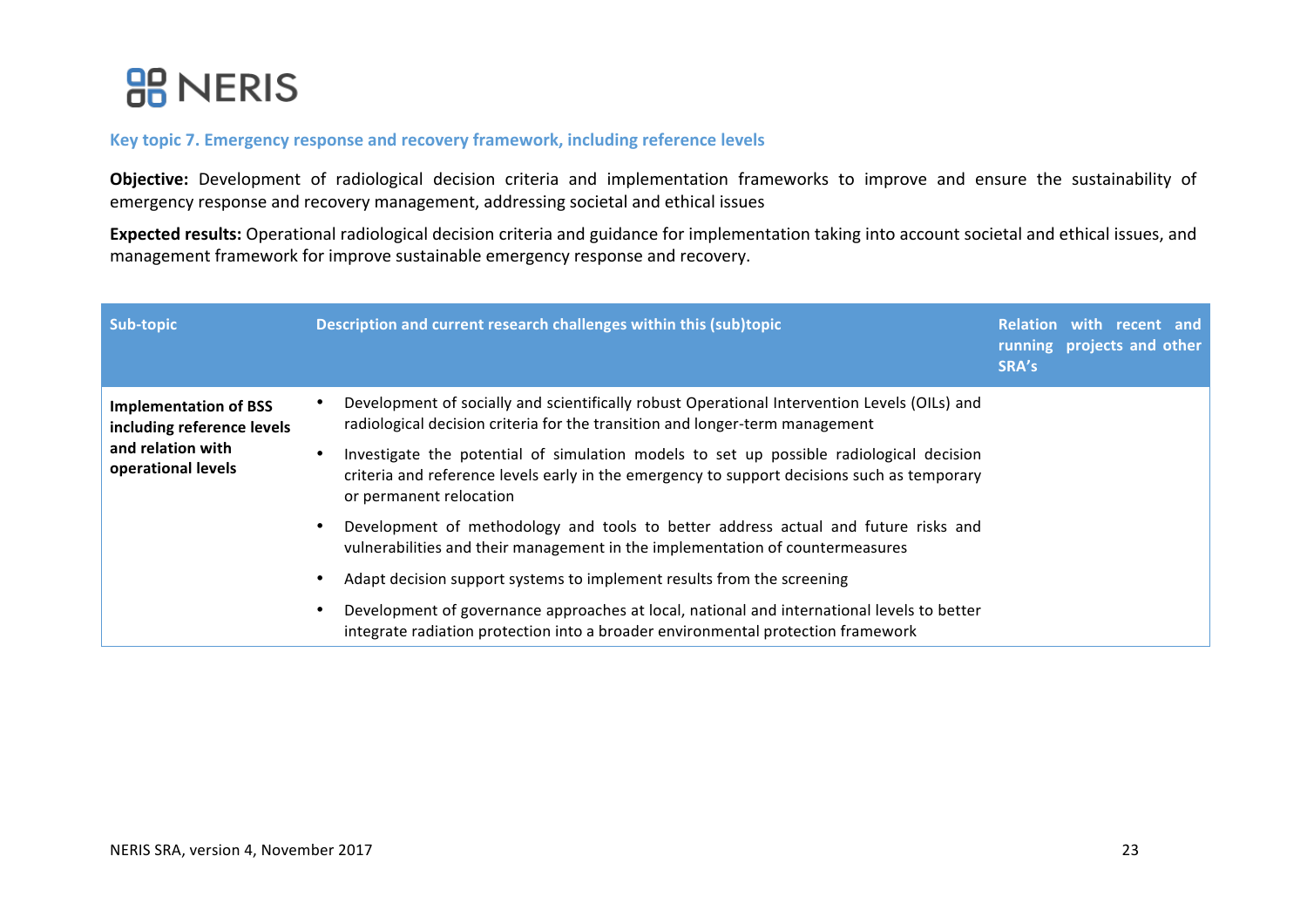### Key topic 7. Emergency response and recovery framework, including reference levels

**Objective:** Development of radiological decision criteria and implementation frameworks to improve and ensure the sustainability of emergency response and recovery management, addressing societal and ethical issues

**Expected results:** Operational radiological decision criteria and guidance for implementation taking into account societal and ethical issues, and management framework for improve sustainable emergency response and recovery.

| Sub-topic | Description and current research challenges within this (sub)topic | Relation with recent and running projects and other SRA's |
|---|---|---|
| **Implementation of BSS including reference levels and relation with operational levels** | • Development of socially and scientifically robust Operational Intervention Levels (OILs) and radiological decision criteria for the transition and longer-term management<br>• Investigate the potential of simulation models to set up possible radiological decision criteria and reference levels early in the emergency to support decisions such as temporary or permanent relocation<br>• Development of methodology and tools to better address actual and future risks and vulnerabilities and their management in the implementation of countermeasures<br>• Adapt decision support systems to implement results from the screening<br>• Development of governance approaches at local, national and international levels to better integrate radiation protection into a broader environmental protection framework | |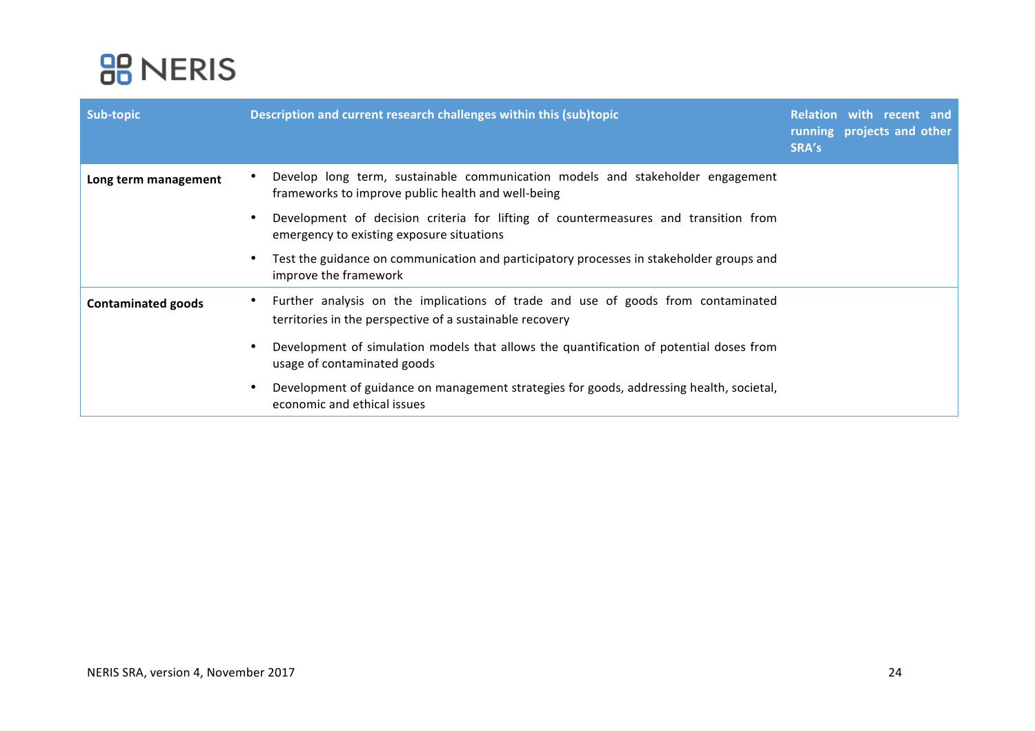| Sub-topic | Description and current research challenges within this (sub)topic | Relation with recent and running projects and other SRA's |
|---|---|---|
| **Long term management** | • Develop long term, sustainable communication models and stakeholder engagement frameworks to improve public health and well-being<br>• Development of decision criteria for lifting of countermeasures and transition from emergency to existing exposure situations<br>• Test the guidance on communication and participatory processes in stakeholder groups and improve the framework | |
| **Contaminated goods** | • Further analysis on the implications of trade and use of goods from contaminated territories in the perspective of a sustainable recovery<br>• Development of simulation models that allows the quantification of potential doses from usage of contaminated goods<br>• Development of guidance on management strategies for goods, addressing health, societal, economic and ethical issues | |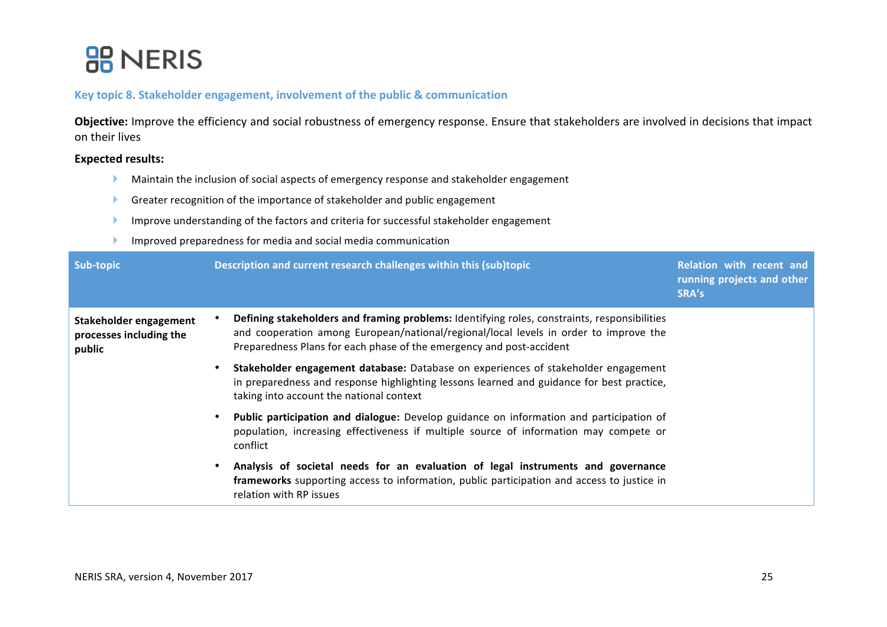### Key topic 8. Stakeholder engagement, involvement of the public & communication

**Objective:** Improve the efficiency and social robustness of emergency response. Ensure that stakeholders are involved in decisions that impact on their lives

**Expected results:**

- Maintain the inclusion of social aspects of emergency response and stakeholder engagement
- Greater recognition of the importance of stakeholder and public engagement
- Improve understanding of the factors and criteria for successful stakeholder engagement
- Improved preparedness for media and social media communication

| Sub-topic | Description and current research challenges within this (sub)topic | Relation with recent and running projects and other SRA's |
|---|---|---|
| **Stakeholder engagement processes including the public** | • **Defining stakeholders and framing problems:** Identifying roles, constraints, responsibilities and cooperation among European/national/regional/local levels in order to improve the Preparedness Plans for each phase of the emergency and post-accident<br>• **Stakeholder engagement database:** Database on experiences of stakeholder engagement in preparedness and response highlighting lessons learned and guidance for best practice, taking into account the national context<br>• **Public participation and dialogue:** Develop guidance on information and participation of population, increasing effectiveness if multiple source of information may compete or conflict<br>• **Analysis of societal needs for an evaluation of legal instruments and governance frameworks** supporting access to information, public participation and access to justice in relation with RP issues | |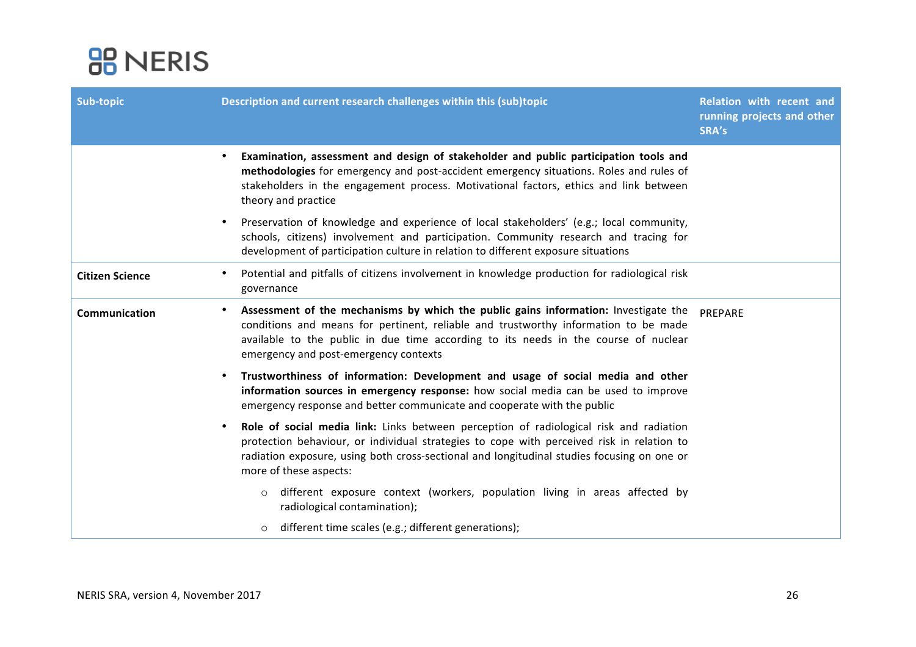| Sub-topic | Description and current research challenges within this (sub)topic | Relation with recent and running projects and other SRA's |
|---|---|---|
| | • **Examination, assessment and design of stakeholder and public participation tools and methodologies** for emergency and post-accident emergency situations. Roles and rules of stakeholders in the engagement process. Motivational factors, ethics and link between theory and practice<br>• Preservation of knowledge and experience of local stakeholders' (e.g.; local community, schools, citizens) involvement and participation. Community research and tracing for development of participation culture in relation to different exposure situations | |
| **Citizen Science** | • Potential and pitfalls of citizens involvement in knowledge production for radiological risk governance | |
| **Communication** | • **Assessment of the mechanisms by which the public gains information:** Investigate the conditions and means for pertinent, reliable and trustworthy information to be made available to the public in due time according to its needs in the course of nuclear emergency and post-emergency contexts<br>• **Trustworthiness of information: Development and usage of social media and other information sources in emergency response:** how social media can be used to improve emergency response and better communicate and cooperate with the public<br>• **Role of social media link:** Links between perception of radiological risk and radiation protection behaviour, or individual strategies to cope with perceived risk in relation to radiation exposure, using both cross-sectional and longitudinal studies focusing on one or more of these aspects:<br>  ○ different exposure context (workers, population living in areas affected by radiological contamination);<br>  ○ different time scales (e.g.; different generations); | PREPARE |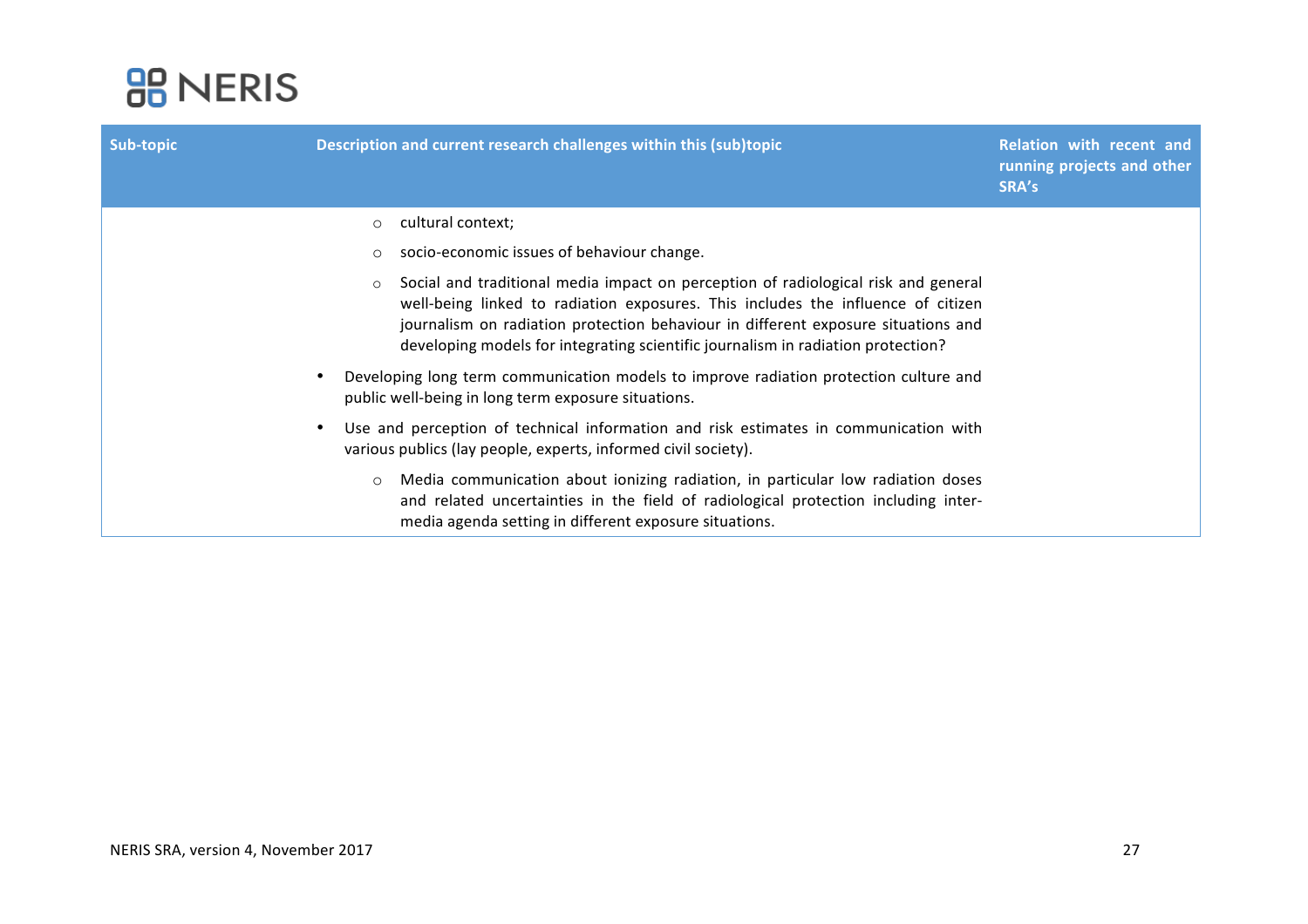| Sub-topic | Description and current research challenges within this (sub)topic | Relation with recent and running projects and other SRA's |
|---|---|---|
| | ◦ cultural context;<br>◦ socio-economic issues of behaviour change.<br>◦ Social and traditional media impact on perception of radiological risk and general well-being linked to radiation exposures. This includes the influence of citizen journalism on radiation protection behaviour in different exposure situations and developing models for integrating scientific journalism in radiation protection?<br>• Developing long term communication models to improve radiation protection culture and public well-being in long term exposure situations.<br>• Use and perception of technical information and risk estimates in communication with various publics (lay people, experts, informed civil society).<br>◦ Media communication about ionizing radiation, in particular low radiation doses and related uncertainties in the field of radiological protection including inter-media agenda setting in different exposure situations. | |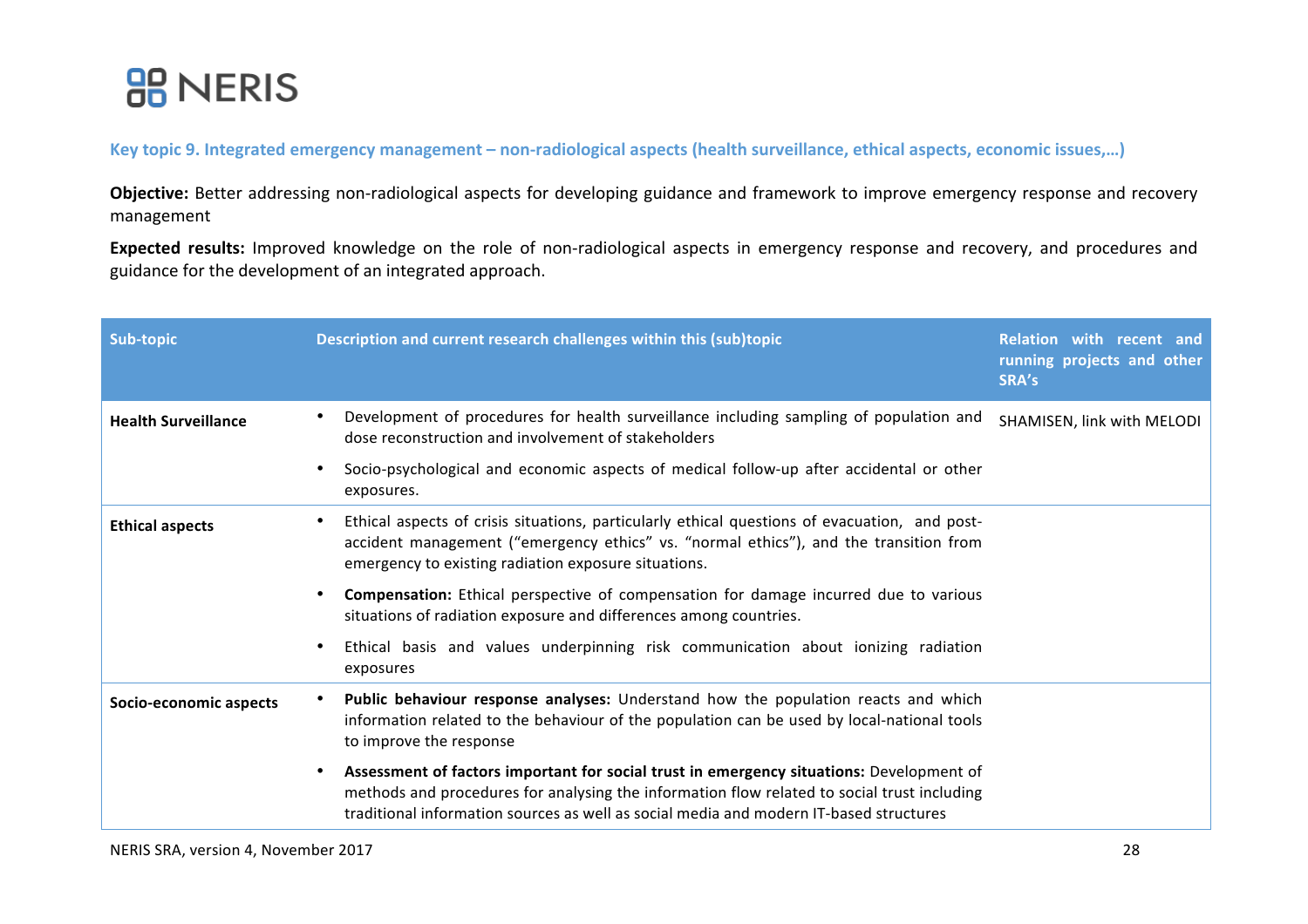### Key topic 9. Integrated emergency management – non-radiological aspects (health surveillance, ethical aspects, economic issues,…)

**Objective:** Better addressing non-radiological aspects for developing guidance and framework to improve emergency response and recovery management

**Expected results:** Improved knowledge on the role of non-radiological aspects in emergency response and recovery, and procedures and guidance for the development of an integrated approach.

| Sub-topic | Description and current research challenges within this (sub)topic | Relation with recent and running projects and other SRA's |
|---|---|---|
| **Health Surveillance** | • Development of procedures for health surveillance including sampling of population and dose reconstruction and involvement of stakeholders<br>• Socio-psychological and economic aspects of medical follow-up after accidental or other exposures. | SHAMISEN, link with MELODI |
| **Ethical aspects** | • Ethical aspects of crisis situations, particularly ethical questions of evacuation, and post-accident management ("emergency ethics" vs. "normal ethics"), and the transition from emergency to existing radiation exposure situations.<br>• **Compensation:** Ethical perspective of compensation for damage incurred due to various situations of radiation exposure and differences among countries.<br>• Ethical basis and values underpinning risk communication about ionizing radiation exposures | |
| **Socio-economic aspects** | • **Public behaviour response analyses:** Understand how the population reacts and which information related to the behaviour of the population can be used by local-national tools to improve the response<br>• **Assessment of factors important for social trust in emergency situations:** Development of methods and procedures for analysing the information flow related to social trust including traditional information sources as well as social media and modern IT-based structures | |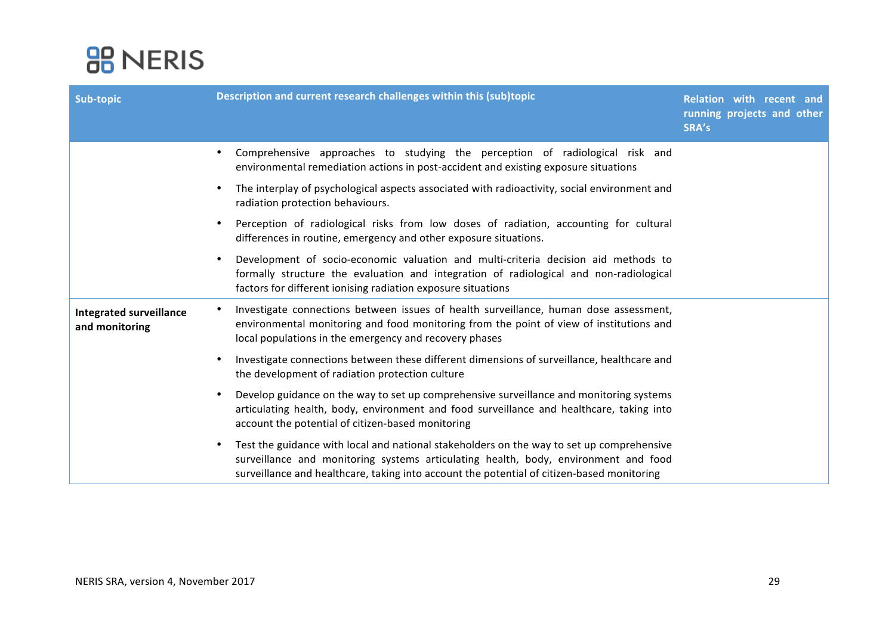| Sub-topic | Description and current research challenges within this (sub)topic | Relation with recent and running projects and other SRA's |
|---|---|---|
| | • Comprehensive approaches to studying the perception of radiological risk and environmental remediation actions in post-accident and existing exposure situations<br>• The interplay of psychological aspects associated with radioactivity, social environment and radiation protection behaviours.<br>• Perception of radiological risks from low doses of radiation, accounting for cultural differences in routine, emergency and other exposure situations.<br>• Development of socio-economic valuation and multi-criteria decision aid methods to formally structure the evaluation and integration of radiological and non-radiological factors for different ionising radiation exposure situations | |
| **Integrated surveillance and monitoring** | • Investigate connections between issues of health surveillance, human dose assessment, environmental monitoring and food monitoring from the point of view of institutions and local populations in the emergency and recovery phases<br>• Investigate connections between these different dimensions of surveillance, healthcare and the development of radiation protection culture<br>• Develop guidance on the way to set up comprehensive surveillance and monitoring systems articulating health, body, environment and food surveillance and healthcare, taking into account the potential of citizen-based monitoring<br>• Test the guidance with local and national stakeholders on the way to set up comprehensive surveillance and monitoring systems articulating health, body, environment and food surveillance and healthcare, taking into account the potential of citizen-based monitoring | |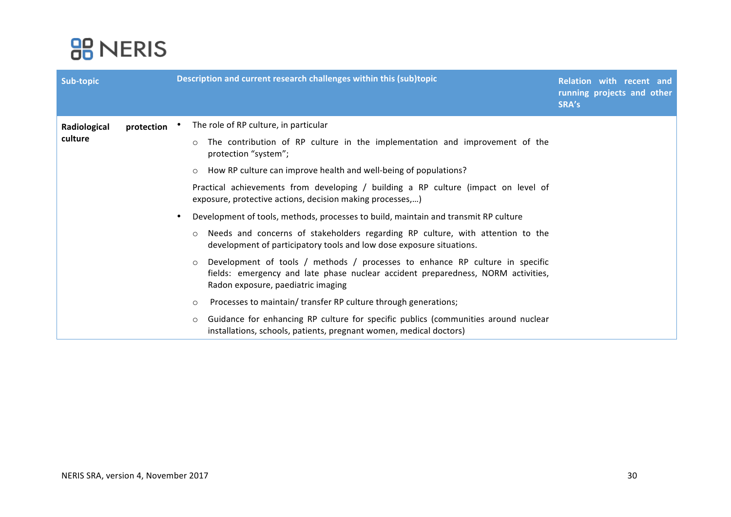| Sub-topic | Description and current research challenges within this (sub)topic | Relation with recent and running projects and other SRA's |
|---|---|---|
| **Radiological protection culture** | • The role of RP culture, in particular<br>○ The contribution of RP culture in the implementation and improvement of the protection "system";<br>○ How RP culture can improve health and well-being of populations?<br>Practical achievements from developing / building a RP culture (impact on level of exposure, protective actions, decision making processes,…)<br>• Development of tools, methods, processes to build, maintain and transmit RP culture<br>○ Needs and concerns of stakeholders regarding RP culture, with attention to the development of participatory tools and low dose exposure situations.<br>○ Development of tools / methods / processes to enhance RP culture in specific fields: emergency and late phase nuclear accident preparedness, NORM activities, Radon exposure, paediatric imaging<br>○ Processes to maintain/ transfer RP culture through generations;<br>○ Guidance for enhancing RP culture for specific publics (communities around nuclear installations, schools, patients, pregnant women, medical doctors) | |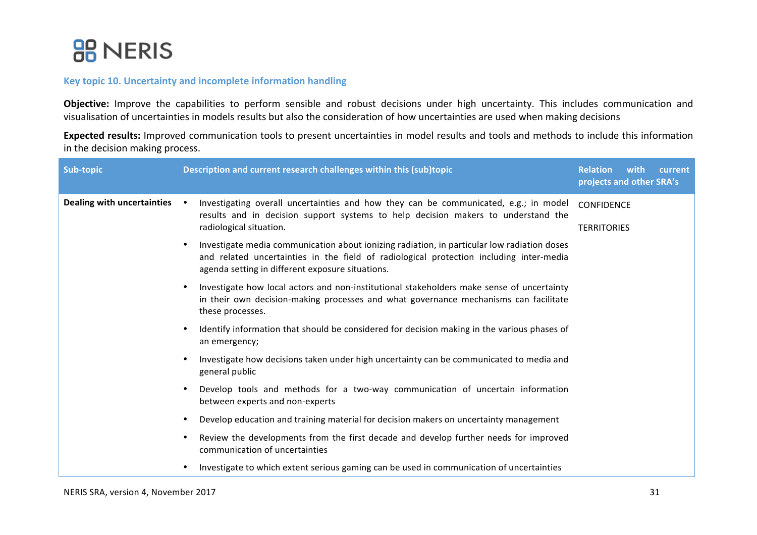### Key topic 10. Uncertainty and incomplete information handling

**Objective:** Improve the capabilities to perform sensible and robust decisions under high uncertainty. This includes communication and visualisation of uncertainties in models results but also the consideration of how uncertainties are used when making decisions

**Expected results:** Improved communication tools to present uncertainties in model results and tools and methods to include this information in the decision making process.

| Sub-topic | Description and current research challenges within this (sub)topic | Relation with current projects and other SRA's |
|---|---|---|
| **Dealing with uncertainties** | • Investigating overall uncertainties and how they can be communicated, e.g.; in model results and in decision support systems to help decision makers to understand the radiological situation.<br>• Investigate media communication about ionizing radiation, in particular low radiation doses and related uncertainties in the field of radiological protection including inter-media agenda setting in different exposure situations.<br>• Investigate how local actors and non-institutional stakeholders make sense of uncertainty in their own decision-making processes and what governance mechanisms can facilitate these processes.<br>• Identify information that should be considered for decision making in the various phases of an emergency;<br>• Investigate how decisions taken under high uncertainty can be communicated to media and general public<br>• Develop tools and methods for a two-way communication of uncertain information between experts and non-experts<br>• Develop education and training material for decision makers on uncertainty management<br>• Review the developments from the first decade and develop further needs for improved communication of uncertainties<br>• Investigate to which extent serious gaming can be used in communication of uncertainties | CONFIDENCE<br><br>TERRITORIES |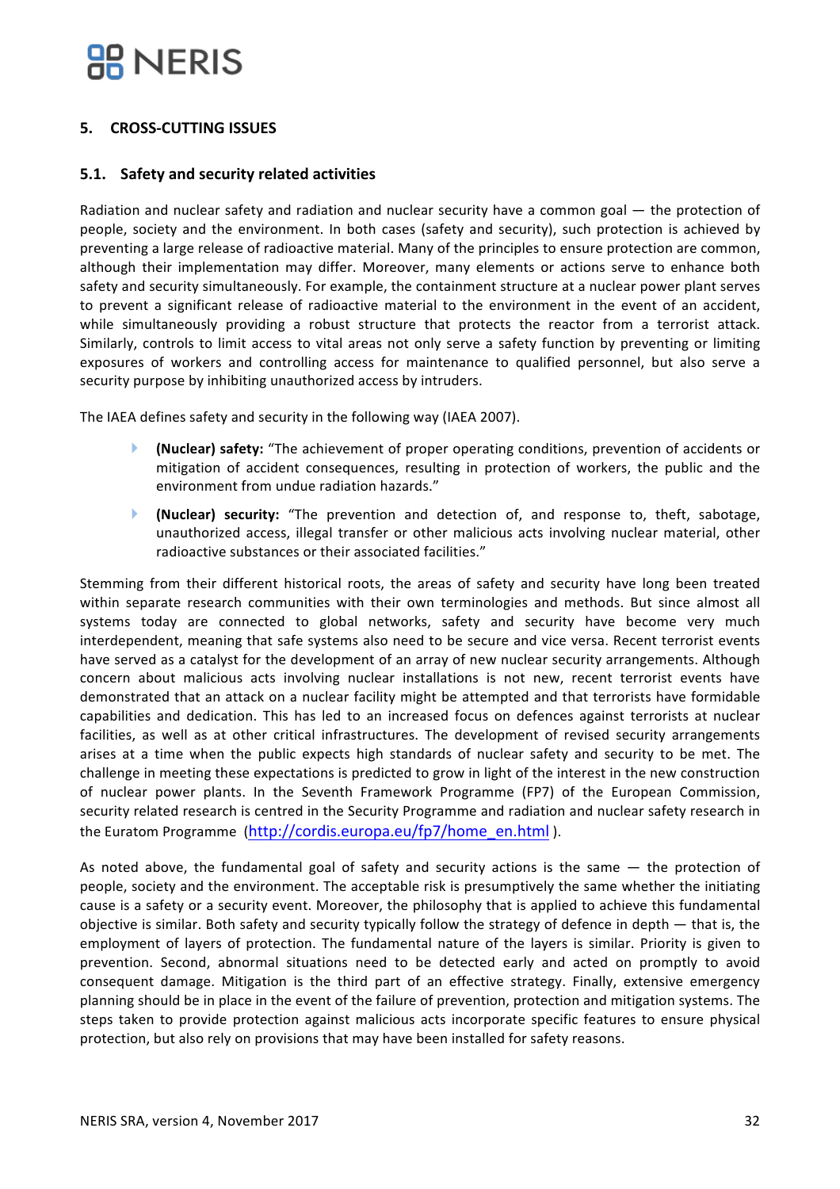## 5. CROSS-CUTTING ISSUES

### 5.1. Safety and security related activities

Radiation and nuclear safety and radiation and nuclear security have a common goal — the protection of people, society and the environment. In both cases (safety and security), such protection is achieved by preventing a large release of radioactive material. Many of the principles to ensure protection are common, although their implementation may differ. Moreover, many elements or actions serve to enhance both safety and security simultaneously. For example, the containment structure at a nuclear power plant serves to prevent a significant release of radioactive material to the environment in the event of an accident, while simultaneously providing a robust structure that protects the reactor from a terrorist attack. Similarly, controls to limit access to vital areas not only serve a safety function by preventing or limiting exposures of workers and controlling access for maintenance to qualified personnel, but also serve a security purpose by inhibiting unauthorized access by intruders.

The IAEA defines safety and security in the following way (IAEA 2007).

- **(Nuclear) safety:** "The achievement of proper operating conditions, prevention of accidents or mitigation of accident consequences, resulting in protection of workers, the public and the environment from undue radiation hazards."
- **(Nuclear) security:** "The prevention and detection of, and response to, theft, sabotage, unauthorized access, illegal transfer or other malicious acts involving nuclear material, other radioactive substances or their associated facilities."

Stemming from their different historical roots, the areas of safety and security have long been treated within separate research communities with their own terminologies and methods. But since almost all systems today are connected to global networks, safety and security have become very much interdependent, meaning that safe systems also need to be secure and vice versa. Recent terrorist events have served as a catalyst for the development of an array of new nuclear security arrangements. Although concern about malicious acts involving nuclear installations is not new, recent terrorist events have demonstrated that an attack on a nuclear facility might be attempted and that terrorists have formidable capabilities and dedication. This has led to an increased focus on defences against terrorists at nuclear facilities, as well as at other critical infrastructures. The development of revised security arrangements arises at a time when the public expects high standards of nuclear safety and security to be met. The challenge in meeting these expectations is predicted to grow in light of the interest in the new construction of nuclear power plants. In the Seventh Framework Programme (FP7) of the European Commission, security related research is centred in the Security Programme and radiation and nuclear safety research in the Euratom Programme (http://cordis.europa.eu/fp7/home_en.html ).

As noted above, the fundamental goal of safety and security actions is the same — the protection of people, society and the environment. The acceptable risk is presumptively the same whether the initiating cause is a safety or a security event. Moreover, the philosophy that is applied to achieve this fundamental objective is similar. Both safety and security typically follow the strategy of defence in depth — that is, the employment of layers of protection. The fundamental nature of the layers is similar. Priority is given to prevention. Second, abnormal situations need to be detected early and acted on promptly to avoid consequent damage. Mitigation is the third part of an effective strategy. Finally, extensive emergency planning should be in place in the event of the failure of prevention, protection and mitigation systems. The steps taken to provide protection against malicious acts incorporate specific features to ensure physical protection, but also rely on provisions that may have been installed for safety reasons.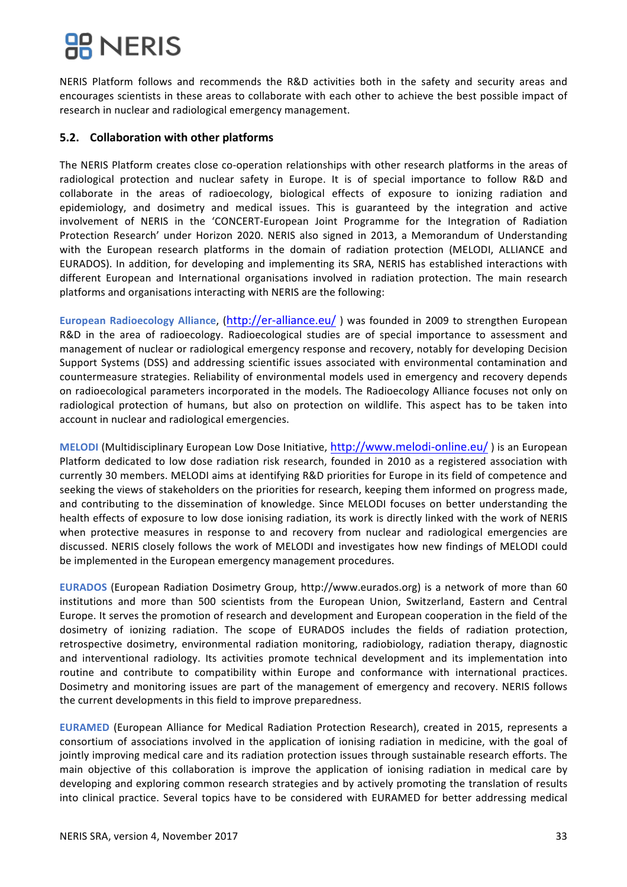NERIS Platform follows and recommends the R&D activities both in the safety and security areas and encourages scientists in these areas to collaborate with each other to achieve the best possible impact of research in nuclear and radiological emergency management.

## 5.2. Collaboration with other platforms

The NERIS Platform creates close co-operation relationships with other research platforms in the areas of radiological protection and nuclear safety in Europe. It is of special importance to follow R&D and collaborate in the areas of radioecology, biological effects of exposure to ionizing radiation and epidemiology, and dosimetry and medical issues. This is guaranteed by the integration and active involvement of NERIS in the 'CONCERT-European Joint Programme for the Integration of Radiation Protection Research' under Horizon 2020. NERIS also signed in 2013, a Memorandum of Understanding with the European research platforms in the domain of radiation protection (MELODI, ALLIANCE and EURADOS). In addition, for developing and implementing its SRA, NERIS has established interactions with different European and International organisations involved in radiation protection. The main research platforms and organisations interacting with NERIS are the following:

**European Radioecology Alliance**, (http://er-alliance.eu/ ) was founded in 2009 to strengthen European R&D in the area of radioecology. Radioecological studies are of special importance to assessment and management of nuclear or radiological emergency response and recovery, notably for developing Decision Support Systems (DSS) and addressing scientific issues associated with environmental contamination and countermeasure strategies. Reliability of environmental models used in emergency and recovery depends on radioecological parameters incorporated in the models. The Radioecology Alliance focuses not only on radiological protection of humans, but also on protection on wildlife. This aspect has to be taken into account in nuclear and radiological emergencies.

**MELODI** (Multidisciplinary European Low Dose Initiative, http://www.melodi-online.eu/ ) is an European Platform dedicated to low dose radiation risk research, founded in 2010 as a registered association with currently 30 members. MELODI aims at identifying R&D priorities for Europe in its field of competence and seeking the views of stakeholders on the priorities for research, keeping them informed on progress made, and contributing to the dissemination of knowledge. Since MELODI focuses on better understanding the health effects of exposure to low dose ionising radiation, its work is directly linked with the work of NERIS when protective measures in response to and recovery from nuclear and radiological emergencies are discussed. NERIS closely follows the work of MELODI and investigates how new findings of MELODI could be implemented in the European emergency management procedures.

**EURADOS** (European Radiation Dosimetry Group, http://www.eurados.org) is a network of more than 60 institutions and more than 500 scientists from the European Union, Switzerland, Eastern and Central Europe. It serves the promotion of research and development and European cooperation in the field of the dosimetry of ionizing radiation. The scope of EURADOS includes the fields of radiation protection, retrospective dosimetry, environmental radiation monitoring, radiobiology, radiation therapy, diagnostic and interventional radiology. Its activities promote technical development and its implementation into routine and contribute to compatibility within Europe and conformance with international practices. Dosimetry and monitoring issues are part of the management of emergency and recovery. NERIS follows the current developments in this field to improve preparedness.

**EURAMED** (European Alliance for Medical Radiation Protection Research), created in 2015, represents a consortium of associations involved in the application of ionising radiation in medicine, with the goal of jointly improving medical care and its radiation protection issues through sustainable research efforts. The main objective of this collaboration is improve the application of ionising radiation in medical care by developing and exploring common research strategies and by actively promoting the translation of results into clinical practice. Several topics have to be considered with EURAMED for better addressing medical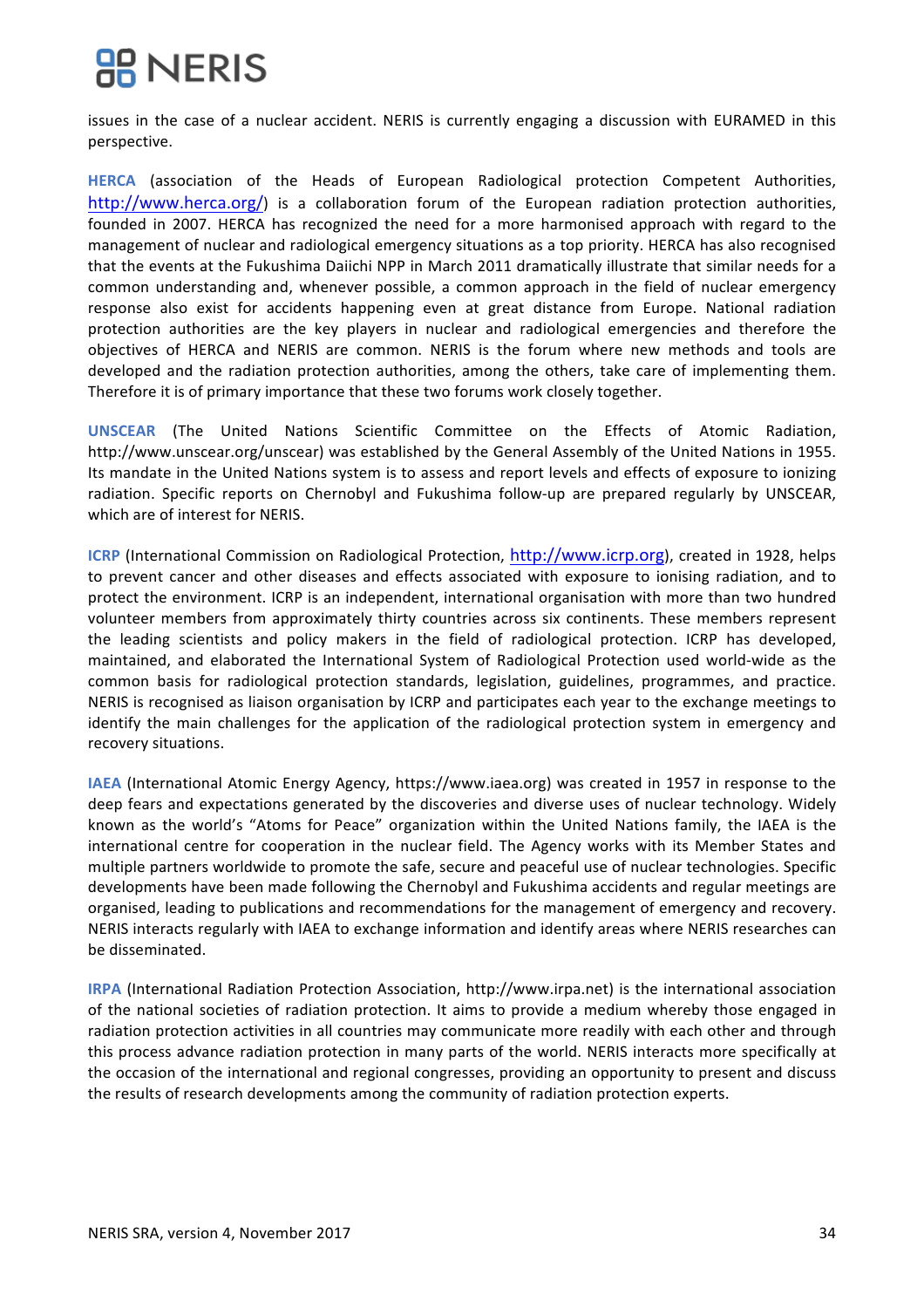issues in the case of a nuclear accident. NERIS is currently engaging a discussion with EURAMED in this perspective.

**HERCA** (association of the Heads of European Radiological protection Competent Authorities, http://www.herca.org/) is a collaboration forum of the European radiation protection authorities, founded in 2007. HERCA has recognized the need for a more harmonised approach with regard to the management of nuclear and radiological emergency situations as a top priority. HERCA has also recognised that the events at the Fukushima Daiichi NPP in March 2011 dramatically illustrate that similar needs for a common understanding and, whenever possible, a common approach in the field of nuclear emergency response also exist for accidents happening even at great distance from Europe. National radiation protection authorities are the key players in nuclear and radiological emergencies and therefore the objectives of HERCA and NERIS are common. NERIS is the forum where new methods and tools are developed and the radiation protection authorities, among the others, take care of implementing them. Therefore it is of primary importance that these two forums work closely together.

**UNSCEAR** (The United Nations Scientific Committee on the Effects of Atomic Radiation, http://www.unscear.org/unscear) was established by the General Assembly of the United Nations in 1955. Its mandate in the United Nations system is to assess and report levels and effects of exposure to ionizing radiation. Specific reports on Chernobyl and Fukushima follow-up are prepared regularly by UNSCEAR, which are of interest for NERIS.

**ICRP** (International Commission on Radiological Protection, http://www.icrp.org), created in 1928, helps to prevent cancer and other diseases and effects associated with exposure to ionising radiation, and to protect the environment. ICRP is an independent, international organisation with more than two hundred volunteer members from approximately thirty countries across six continents. These members represent the leading scientists and policy makers in the field of radiological protection. ICRP has developed, maintained, and elaborated the International System of Radiological Protection used world-wide as the common basis for radiological protection standards, legislation, guidelines, programmes, and practice. NERIS is recognised as liaison organisation by ICRP and participates each year to the exchange meetings to identify the main challenges for the application of the radiological protection system in emergency and recovery situations.

**IAEA** (International Atomic Energy Agency, https://www.iaea.org) was created in 1957 in response to the deep fears and expectations generated by the discoveries and diverse uses of nuclear technology. Widely known as the world's "Atoms for Peace" organization within the United Nations family, the IAEA is the international centre for cooperation in the nuclear field. The Agency works with its Member States and multiple partners worldwide to promote the safe, secure and peaceful use of nuclear technologies. Specific developments have been made following the Chernobyl and Fukushima accidents and regular meetings are organised, leading to publications and recommendations for the management of emergency and recovery. NERIS interacts regularly with IAEA to exchange information and identify areas where NERIS researches can be disseminated.

**IRPA** (International Radiation Protection Association, http://www.irpa.net) is the international association of the national societies of radiation protection. It aims to provide a medium whereby those engaged in radiation protection activities in all countries may communicate more readily with each other and through this process advance radiation protection in many parts of the world. NERIS interacts more specifically at the occasion of the international and regional congresses, providing an opportunity to present and discuss the results of research developments among the community of radiation protection experts.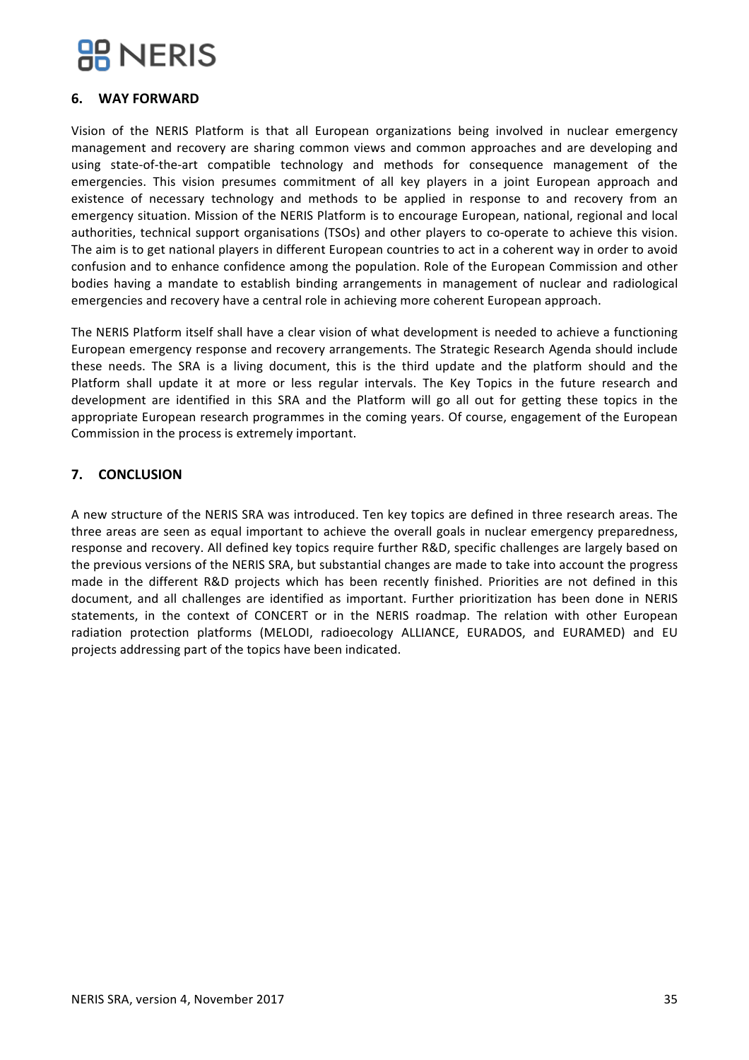## 6. WAY FORWARD

Vision of the NERIS Platform is that all European organizations being involved in nuclear emergency management and recovery are sharing common views and common approaches and are developing and using state-of-the-art compatible technology and methods for consequence management of the emergencies. This vision presumes commitment of all key players in a joint European approach and existence of necessary technology and methods to be applied in response to and recovery from an emergency situation. Mission of the NERIS Platform is to encourage European, national, regional and local authorities, technical support organisations (TSOs) and other players to co-operate to achieve this vision. The aim is to get national players in different European countries to act in a coherent way in order to avoid confusion and to enhance confidence among the population. Role of the European Commission and other bodies having a mandate to establish binding arrangements in management of nuclear and radiological emergencies and recovery have a central role in achieving more coherent European approach.

The NERIS Platform itself shall have a clear vision of what development is needed to achieve a functioning European emergency response and recovery arrangements. The Strategic Research Agenda should include these needs. The SRA is a living document, this is the third update and the platform should and the Platform shall update it at more or less regular intervals. The Key Topics in the future research and development are identified in this SRA and the Platform will go all out for getting these topics in the appropriate European research programmes in the coming years. Of course, engagement of the European Commission in the process is extremely important.

## 7. CONCLUSION

A new structure of the NERIS SRA was introduced. Ten key topics are defined in three research areas. The three areas are seen as equal important to achieve the overall goals in nuclear emergency preparedness, response and recovery. All defined key topics require further R&D, specific challenges are largely based on the previous versions of the NERIS SRA, but substantial changes are made to take into account the progress made in the different R&D projects which has been recently finished. Priorities are not defined in this document, and all challenges are identified as important. Further prioritization has been done in NERIS statements, in the context of CONCERT or in the NERIS roadmap. The relation with other European radiation protection platforms (MELODI, radioecology ALLIANCE, EURADOS, and EURAMED) and EU projects addressing part of the topics have been indicated.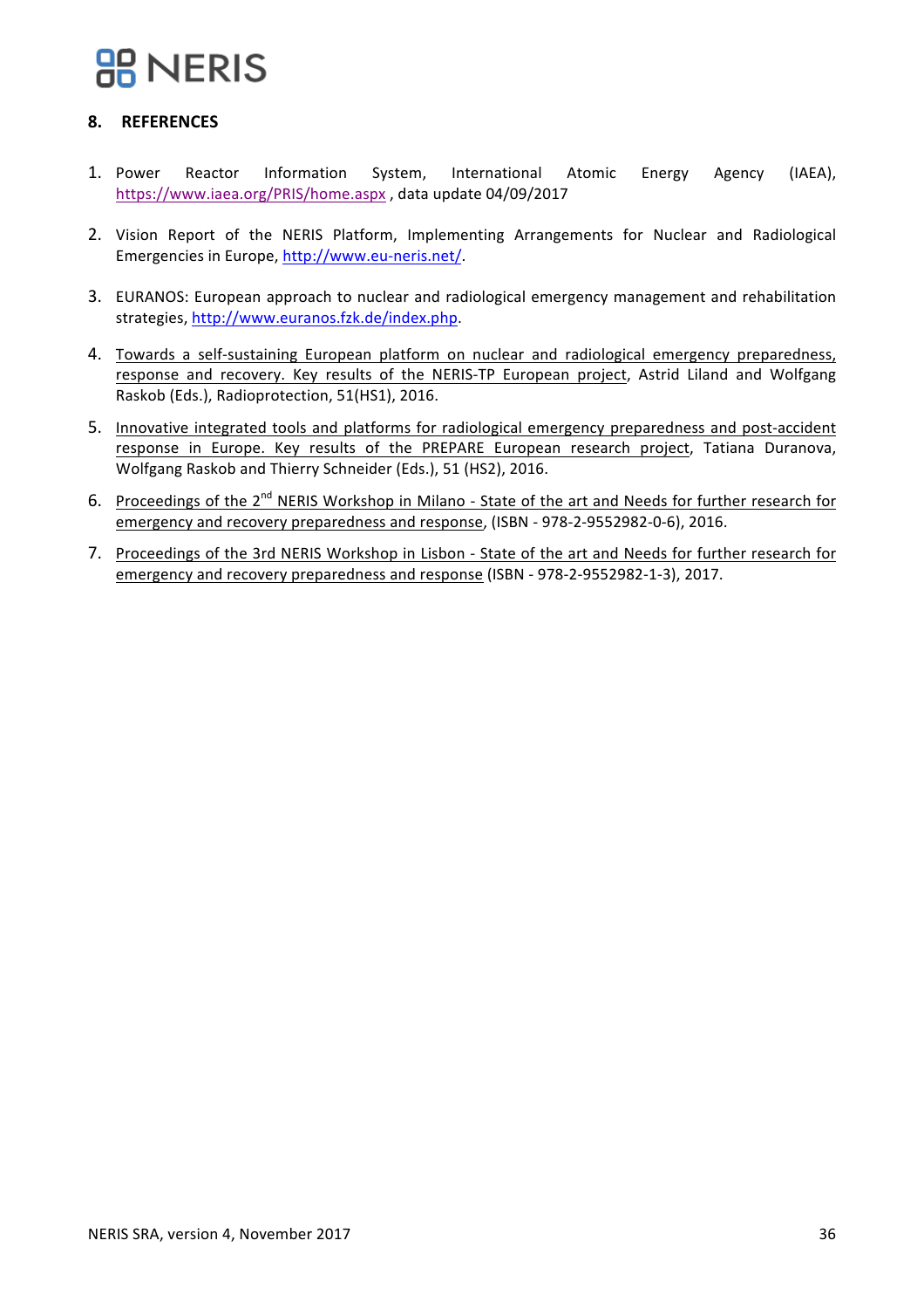## 8. REFERENCES

1. Power Reactor Information System, International Atomic Energy Agency (IAEA), https://www.iaea.org/PRIS/home.aspx , data update 04/09/2017

2. Vision Report of the NERIS Platform, Implementing Arrangements for Nuclear and Radiological Emergencies in Europe, http://www.eu-neris.net/.

3. EURANOS: European approach to nuclear and radiological emergency management and rehabilitation strategies, http://www.euranos.fzk.de/index.php.

4. Towards a self-sustaining European platform on nuclear and radiological emergency preparedness, response and recovery. Key results of the NERIS-TP European project, Astrid Liland and Wolfgang Raskob (Eds.), Radioprotection, 51(HS1), 2016.

5. Innovative integrated tools and platforms for radiological emergency preparedness and post-accident response in Europe. Key results of the PREPARE European research project, Tatiana Duranova, Wolfgang Raskob and Thierry Schneider (Eds.), 51 (HS2), 2016.

6. Proceedings of the 2nd NERIS Workshop in Milano - State of the art and Needs for further research for emergency and recovery preparedness and response, (ISBN - 978-2-9552982-0-6), 2016.

7. Proceedings of the 3rd NERIS Workshop in Lisbon - State of the art and Needs for further research for emergency and recovery preparedness and response (ISBN - 978-2-9552982-1-3), 2017.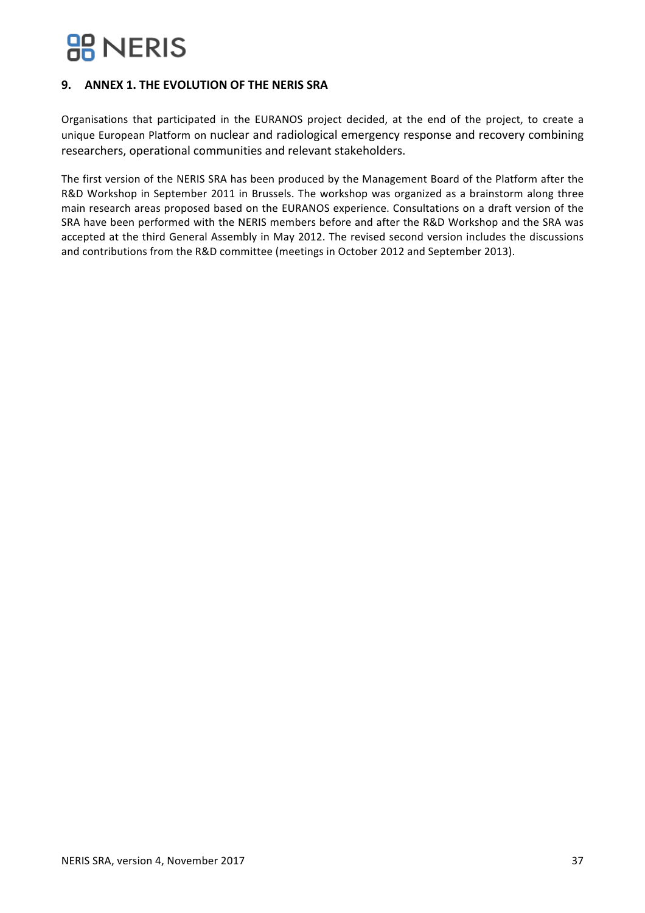## 9. ANNEX 1. THE EVOLUTION OF THE NERIS SRA

Organisations that participated in the EURANOS project decided, at the end of the project, to create a unique European Platform on nuclear and radiological emergency response and recovery combining researchers, operational communities and relevant stakeholders.

The first version of the NERIS SRA has been produced by the Management Board of the Platform after the R&D Workshop in September 2011 in Brussels. The workshop was organized as a brainstorm along three main research areas proposed based on the EURANOS experience. Consultations on a draft version of the SRA have been performed with the NERIS members before and after the R&D Workshop and the SRA was accepted at the third General Assembly in May 2012. The revised second version includes the discussions and contributions from the R&D committee (meetings in October 2012 and September 2013).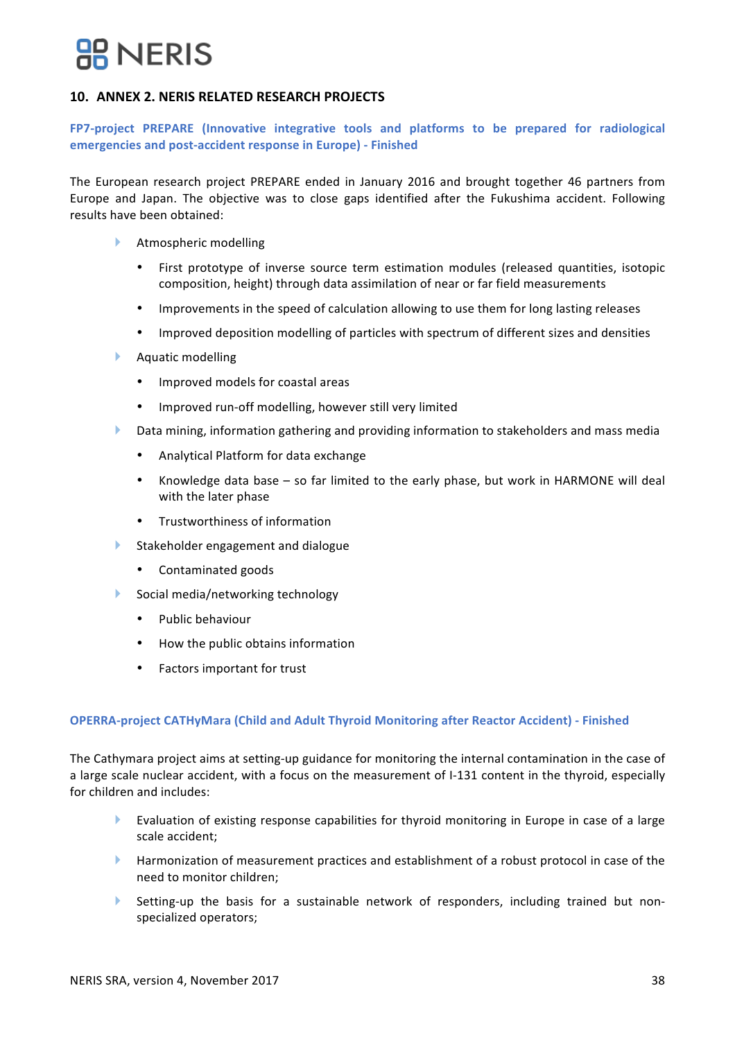## 10. ANNEX 2. NERIS RELATED RESEARCH PROJECTS

### FP7-project PREPARE (Innovative integrative tools and platforms to be prepared for radiological emergencies and post-accident response in Europe) - Finished

The European research project PREPARE ended in January 2016 and brought together 46 partners from Europe and Japan. The objective was to close gaps identified after the Fukushima accident. Following results have been obtained:

- Atmospheric modelling
  - First prototype of inverse source term estimation modules (released quantities, isotopic composition, height) through data assimilation of near or far field measurements
  - Improvements in the speed of calculation allowing to use them for long lasting releases
  - Improved deposition modelling of particles with spectrum of different sizes and densities
- Aquatic modelling
  - Improved models for coastal areas
  - Improved run-off modelling, however still very limited
- Data mining, information gathering and providing information to stakeholders and mass media
  - Analytical Platform for data exchange
  - Knowledge data base – so far limited to the early phase, but work in HARMONE will deal with the later phase
  - Trustworthiness of information
- Stakeholder engagement and dialogue
  - Contaminated goods
- Social media/networking technology
  - Public behaviour
  - How the public obtains information
  - Factors important for trust

### OPERRA-project CATHyMara (Child and Adult Thyroid Monitoring after Reactor Accident) - Finished

The Cathymara project aims at setting-up guidance for monitoring the internal contamination in the case of a large scale nuclear accident, with a focus on the measurement of I-131 content in the thyroid, especially for children and includes:

- Evaluation of existing response capabilities for thyroid monitoring in Europe in case of a large scale accident;
- Harmonization of measurement practices and establishment of a robust protocol in case of the need to monitor children;
- Setting-up the basis for a sustainable network of responders, including trained but non-specialized operators;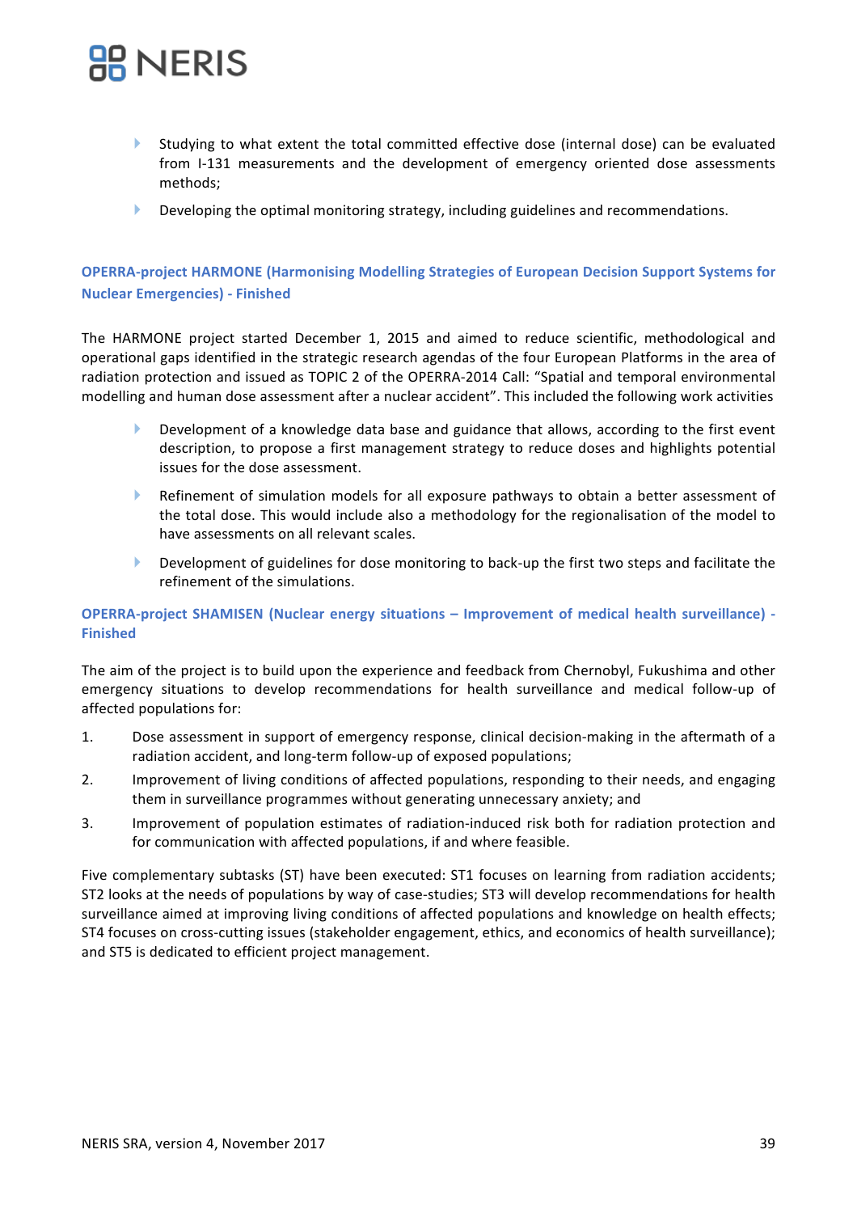- Studying to what extent the total committed effective dose (internal dose) can be evaluated from I-131 measurements and the development of emergency oriented dose assessments methods;
- Developing the optimal monitoring strategy, including guidelines and recommendations.

### OPERRA-project HARMONE (Harmonising Modelling Strategies of European Decision Support Systems for Nuclear Emergencies) - Finished

The HARMONE project started December 1, 2015 and aimed to reduce scientific, methodological and operational gaps identified in the strategic research agendas of the four European Platforms in the area of radiation protection and issued as TOPIC 2 of the OPERRA-2014 Call: "Spatial and temporal environmental modelling and human dose assessment after a nuclear accident". This included the following work activities

- Development of a knowledge data base and guidance that allows, according to the first event description, to propose a first management strategy to reduce doses and highlights potential issues for the dose assessment.
- Refinement of simulation models for all exposure pathways to obtain a better assessment of the total dose. This would include also a methodology for the regionalisation of the model to have assessments on all relevant scales.
- Development of guidelines for dose monitoring to back-up the first two steps and facilitate the refinement of the simulations.

### OPERRA-project SHAMISEN (Nuclear energy situations – Improvement of medical health surveillance) - Finished

The aim of the project is to build upon the experience and feedback from Chernobyl, Fukushima and other emergency situations to develop recommendations for health surveillance and medical follow-up of affected populations for:

1. Dose assessment in support of emergency response, clinical decision-making in the aftermath of a radiation accident, and long-term follow-up of exposed populations;
2. Improvement of living conditions of affected populations, responding to their needs, and engaging them in surveillance programmes without generating unnecessary anxiety; and
3. Improvement of population estimates of radiation-induced risk both for radiation protection and for communication with affected populations, if and where feasible.

Five complementary subtasks (ST) have been executed: ST1 focuses on learning from radiation accidents; ST2 looks at the needs of populations by way of case-studies; ST3 will develop recommendations for health surveillance aimed at improving living conditions of affected populations and knowledge on health effects; ST4 focuses on cross-cutting issues (stakeholder engagement, ethics, and economics of health surveillance); and ST5 is dedicated to efficient project management.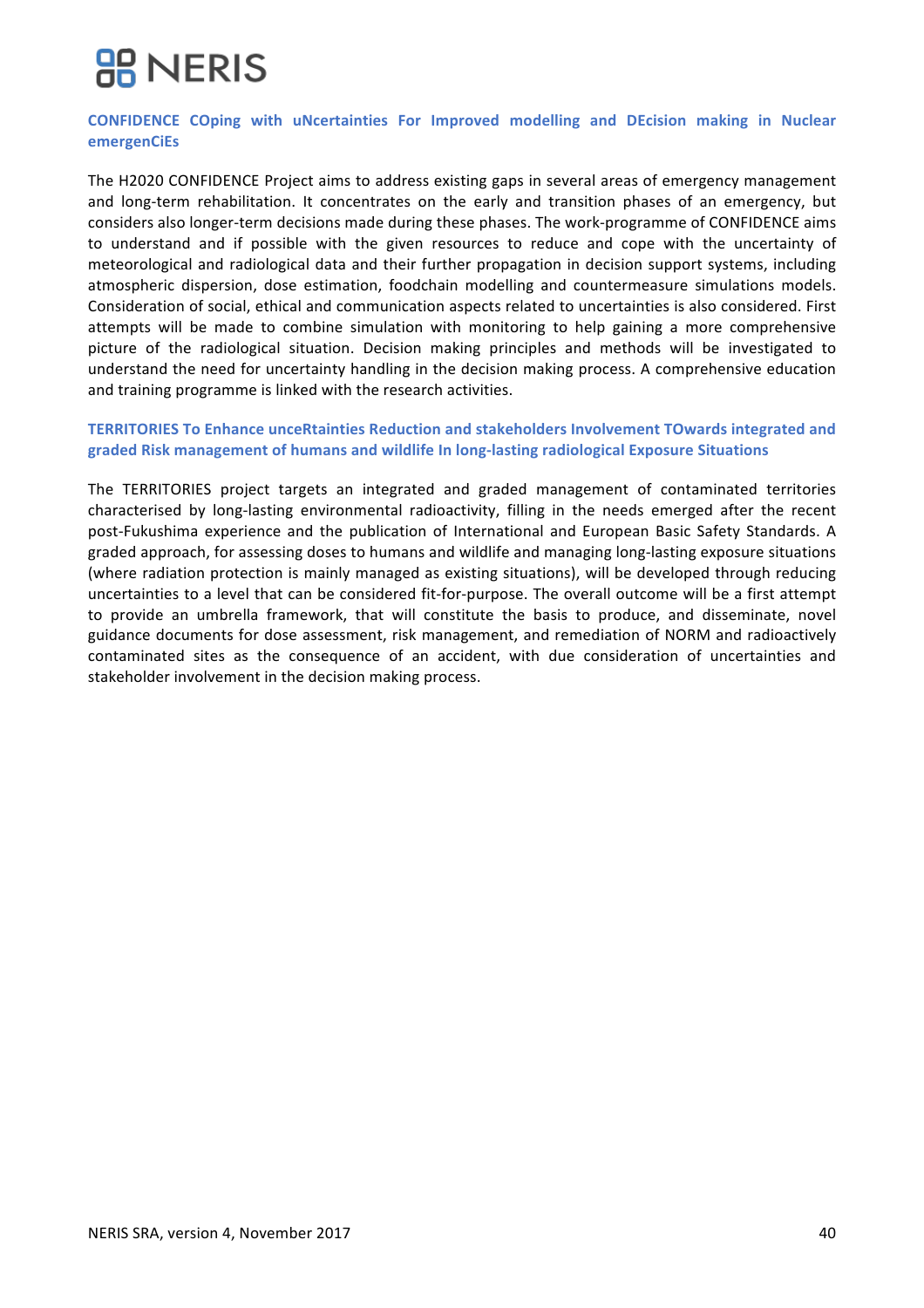### CONFIDENCE COping with uNcertainties For Improved modelling and DEcision making in Nuclear emergenCiEs

The H2020 CONFIDENCE Project aims to address existing gaps in several areas of emergency management and long-term rehabilitation. It concentrates on the early and transition phases of an emergency, but considers also longer-term decisions made during these phases. The work-programme of CONFIDENCE aims to understand and if possible with the given resources to reduce and cope with the uncertainty of meteorological and radiological data and their further propagation in decision support systems, including atmospheric dispersion, dose estimation, foodchain modelling and countermeasure simulations models. Consideration of social, ethical and communication aspects related to uncertainties is also considered. First attempts will be made to combine simulation with monitoring to help gaining a more comprehensive picture of the radiological situation. Decision making principles and methods will be investigated to understand the need for uncertainty handling in the decision making process. A comprehensive education and training programme is linked with the research activities.

### TERRITORIES To Enhance unceRtainties Reduction and stakeholders Involvement TOwards integrated and graded Risk management of humans and wildlife In long-lasting radiological Exposure Situations

The TERRITORIES project targets an integrated and graded management of contaminated territories characterised by long-lasting environmental radioactivity, filling in the needs emerged after the recent post-Fukushima experience and the publication of International and European Basic Safety Standards. A graded approach, for assessing doses to humans and wildlife and managing long-lasting exposure situations (where radiation protection is mainly managed as existing situations), will be developed through reducing uncertainties to a level that can be considered fit-for-purpose. The overall outcome will be a first attempt to provide an umbrella framework, that will constitute the basis to produce, and disseminate, novel guidance documents for dose assessment, risk management, and remediation of NORM and radioactively contaminated sites as the consequence of an accident, with due consideration of uncertainties and stakeholder involvement in the decision making process.